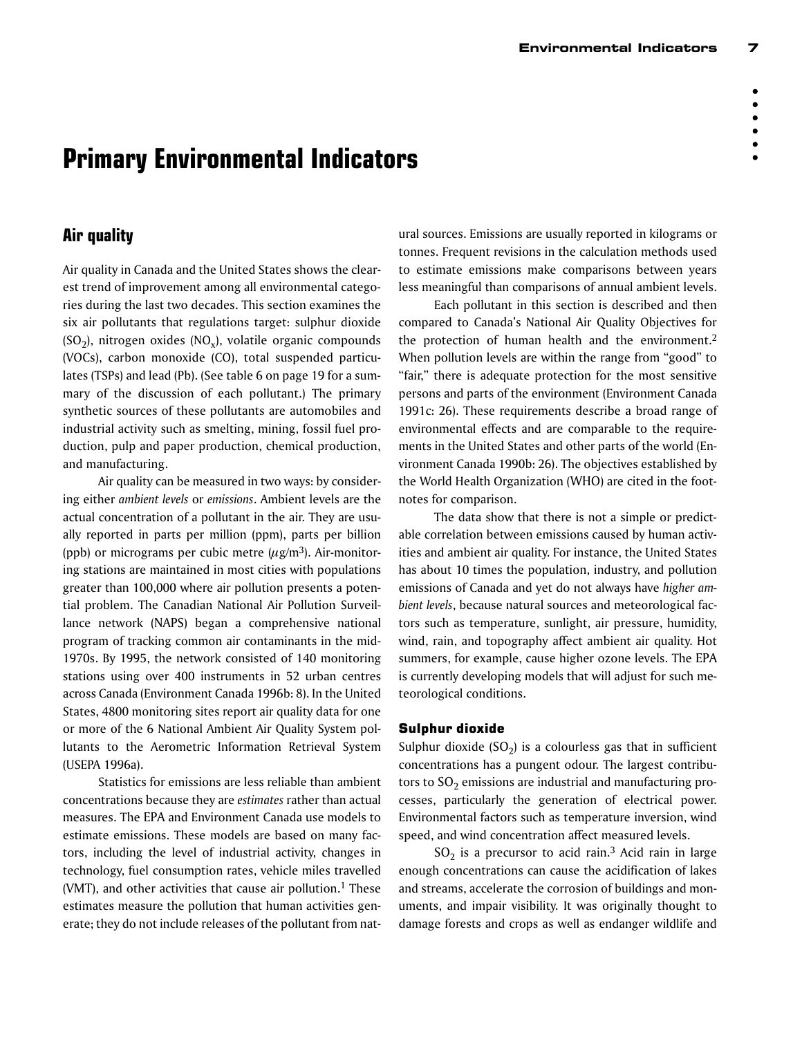# Primary Environmental Indicators

## Air quality

Air quality in Canada and the United States shows the clearest trend of improvement among all environmental categories during the last two decades. This section examines the six air pollutants that regulations target: sulphur dioxide ($SO_2$), nitrogen oxides ($NO_x$), volatile organic compounds (VOCs), carbon monoxide (CO), total suspended particulates (TSPs) and lead (Pb). (See table 6 on page 19 for a summary of the discussion of each pollutant.) The primary synthetic sources of these pollutants are automobiles and industrial activity such as smelting, mining, fossil fuel production, pulp and paper production, chemical production, and manufacturing.

Air quality can be measured in two ways: by considering either *ambient levels* or *emissions*. Ambient levels are the actual concentration of a pollutant in the air. They are usually reported in parts per million (ppm), parts per billion (ppb) or micrograms per cubic metre ($\mu g/m^3$). Air-monitoring stations are maintained in most cities with populations greater than 100,000 where air pollution presents a potential problem. The Canadian National Air Pollution Surveillance network (NAPS) began a comprehensive national program of tracking common air contaminants in the mid-1970s. By 1995, the network consisted of 140 monitoring stations using over 400 instruments in 52 urban centres across Canada (Environment Canada 1996b: 8). In the United States, 4800 monitoring sites report air quality data for one or more of the 6 National Ambient Air Quality System pollutants to the Aerometric Information Retrieval System (USEPA 1996a).

Statistics for emissions are less reliable than ambient concentrations because they are *estimates* rather than actual measures. The EPA and Environment Canada use models to estimate emissions. These models are based on many factors, including the level of industrial activity, changes in technology, fuel consumption rates, vehicle miles travelled (VMT), and other activities that cause air pollution.[1] These estimates measure the pollution that human activities generate; they do not include releases of the pollutant from natural sources. Emissions are usually reported in kilograms or tonnes. Frequent revisions in the calculation methods used to estimate emissions make comparisons between years less meaningful than comparisons of annual ambient levels.

Each pollutant in this section is described and then compared to Canada's National Air Quality Objectives for the protection of human health and the environment.[2] When pollution levels are within the range from "good" to "fair," there is adequate protection for the most sensitive persons and parts of the environment (Environment Canada 1991c: 26). These requirements describe a broad range of environmental effects and are comparable to the requirements in the United States and other parts of the world (Environment Canada 1990b: 26). The objectives established by the World Health Organization (WHO) are cited in the footnotes for comparison.

The data show that there is not a simple or predictable correlation between emissions caused by human activities and ambient air quality. For instance, the United States has about 10 times the population, industry, and pollution emissions of Canada and yet do not always have *higher ambient levels*, because natural sources and meteorological factors such as temperature, sunlight, air pressure, humidity, wind, rain, and topography affect ambient air quality. Hot summers, for example, cause higher ozone levels. The EPA is currently developing models that will adjust for such meteorological conditions.

### Sulphur dioxide

Sulphur dioxide ($SO_2$) is a colourless gas that in sufficient concentrations has a pungent odour. The largest contributors to $SO_2$ emissions are industrial and manufacturing processes, particularly the generation of electrical power. Environmental factors such as temperature inversion, wind speed, and wind concentration affect measured levels.

$SO_2$ is a precursor to acid rain.[3] Acid rain in large enough concentrations can cause the acidification of lakes and streams, accelerate the corrosion of buildings and monuments, and impair visibility. It was originally thought to damage forests and crops as well as endanger wildlife and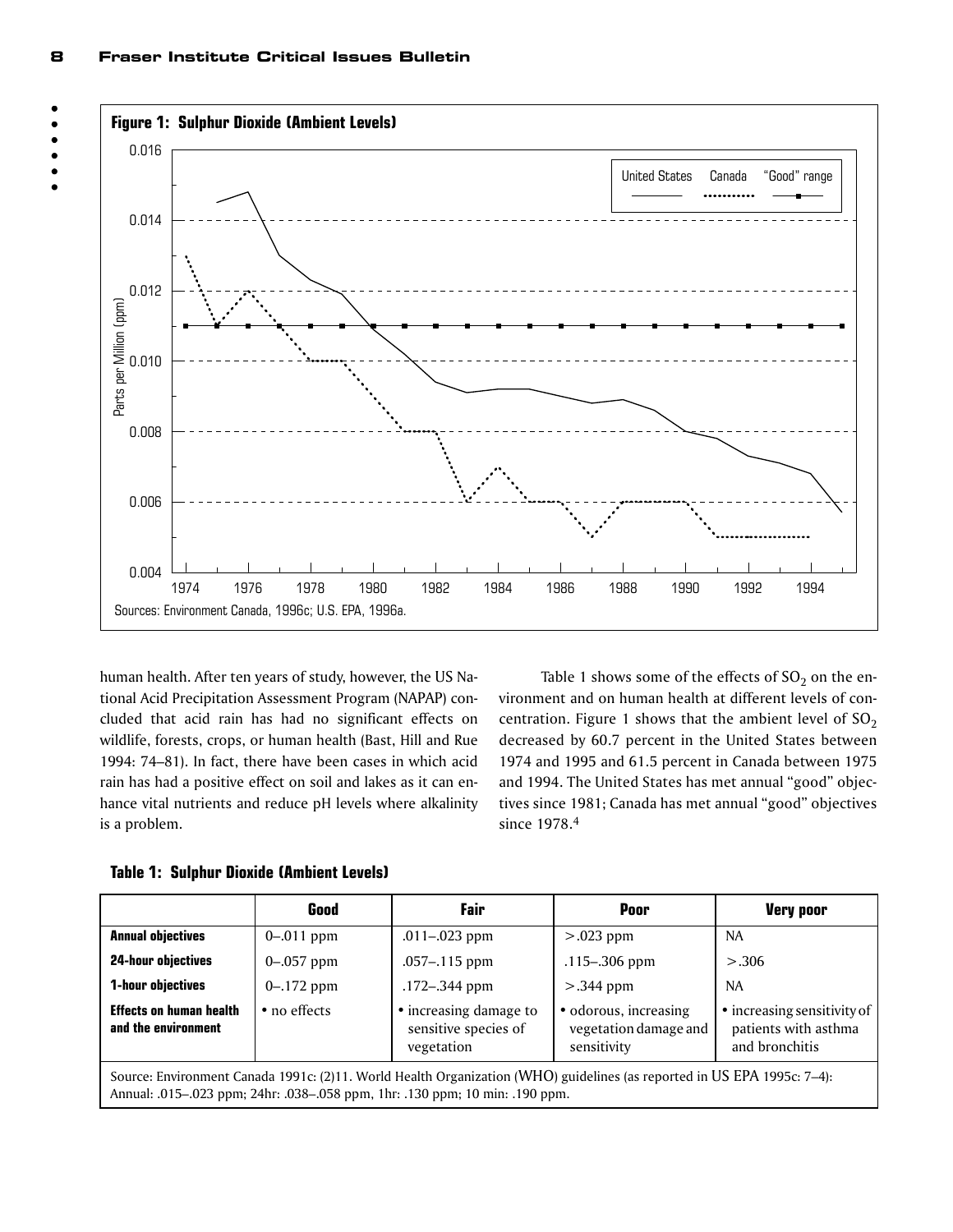**Figure 1: Sulphur Dioxide (Ambient Levels)**

Sources: Environment Canada, 1996c; U.S. EPA, 1996a.

human health. After ten years of study, however, the US National Acid Precipitation Assessment Program (NAPAP) concluded that acid rain has had no significant effects on wildlife, forests, crops, or human health (Bast, Hill and Rue 1994: 74–81). In fact, there have been cases in which acid rain has had a positive effect on soil and lakes as it can enhance vital nutrients and reduce pH levels where alkalinity is a problem.

Table 1 shows some of the effects of $SO_2$ on the environment and on human health at different levels of concentration. Figure 1 shows that the ambient level of $SO_2$ decreased by 60.7 percent in the United States between 1974 and 1995 and 61.5 percent in Canada between 1975 and 1994. The United States has met annual "good" objectives since 1981; Canada has met annual "good" objectives since 1978.[4]

**Table 1: Sulphur Dioxide (Ambient Levels)**

| | Good | Fair | Poor | Very poor |
|---|---|---|---|---|
| **Annual objectives** | 0–.011 ppm | .011–.023 ppm | >.023 ppm | NA |
| **24-hour objectives** | 0–.057 ppm | .057–.115 ppm | .115–.306 ppm | >.306 |
| **1-hour objectives** | 0–.172 ppm | .172–.344 ppm | >.344 ppm | NA |
| **Effects on human health and the environment** | • no effects | • increasing damage to sensitive species of vegetation | • odorous, increasing vegetation damage and sensitivity | • increasing sensitivity of patients with asthma and bronchitis |

Source: Environment Canada 1991c: (2)11. World Health Organization (WHO) guidelines (as reported in US EPA 1995c: 7–4): Annual: .015–.023 ppm; 24hr: .038–.058 ppm, 1hr: .130 ppm; 10 min: .190 ppm.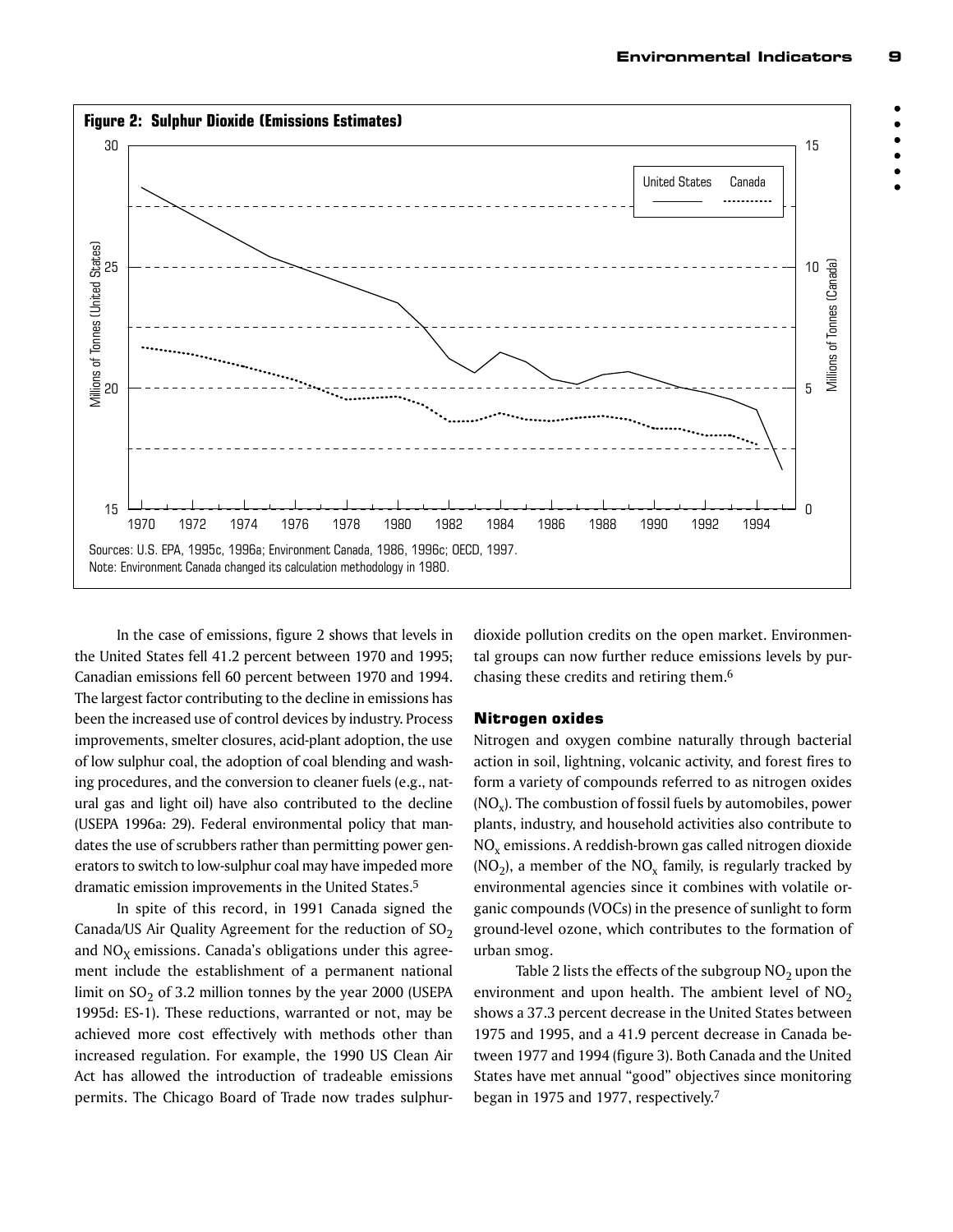**Figure 2: Sulphur Dioxide (Emissions Estimates)**

Sources: U.S. EPA, 1995c, 1996a; Environment Canada, 1986, 1996c; OECD, 1997.
Note: Environment Canada changed its calculation methodology in 1980.

In the case of emissions, figure 2 shows that levels in the United States fell 41.2 percent between 1970 and 1995; Canadian emissions fell 60 percent between 1970 and 1994. The largest factor contributing to the decline in emissions has been the increased use of control devices by industry. Process improvements, smelter closures, acid-plant adoption, the use of low sulphur coal, the adoption of coal blending and washing procedures, and the conversion to cleaner fuels (e.g., natural gas and light oil) have also contributed to the decline (USEPA 1996a: 29). Federal environmental policy that mandates the use of scrubbers rather than permitting power generators to switch to low-sulphur coal may have impeded more dramatic emission improvements in the United States.[5]

In spite of this record, in 1991 Canada signed the Canada/US Air Quality Agreement for the reduction of $SO_2$ and $NO_X$ emissions. Canada's obligations under this agreement include the establishment of a permanent national limit on $SO_2$ of 3.2 million tonnes by the year 2000 (USEPA 1995d: ES-1). These reductions, warranted or not, may be achieved more cost effectively with methods other than increased regulation. For example, the 1990 US Clean Air Act has allowed the introduction of tradeable emissions permits. The Chicago Board of Trade now trades sulphur-dioxide pollution credits on the open market. Environmental groups can now further reduce emissions levels by purchasing these credits and retiring them.[6]

### Nitrogen oxides

Nitrogen and oxygen combine naturally through bacterial action in soil, lightning, volcanic activity, and forest fires to form a variety of compounds referred to as nitrogen oxides ($NO_x$). The combustion of fossil fuels by automobiles, power plants, industry, and household activities also contribute to $NO_x$ emissions. A reddish-brown gas called nitrogen dioxide ($NO_2$), a member of the $NO_x$ family, is regularly tracked by environmental agencies since it combines with volatile organic compounds (VOCs) in the presence of sunlight to form ground-level ozone, which contributes to the formation of urban smog.

Table 2 lists the effects of the subgroup $NO_2$ upon the environment and upon health. The ambient level of $NO_2$ shows a 37.3 percent decrease in the United States between 1975 and 1995, and a 41.9 percent decrease in Canada between 1977 and 1994 (figure 3). Both Canada and the United States have met annual "good" objectives since monitoring began in 1975 and 1977, respectively.[7]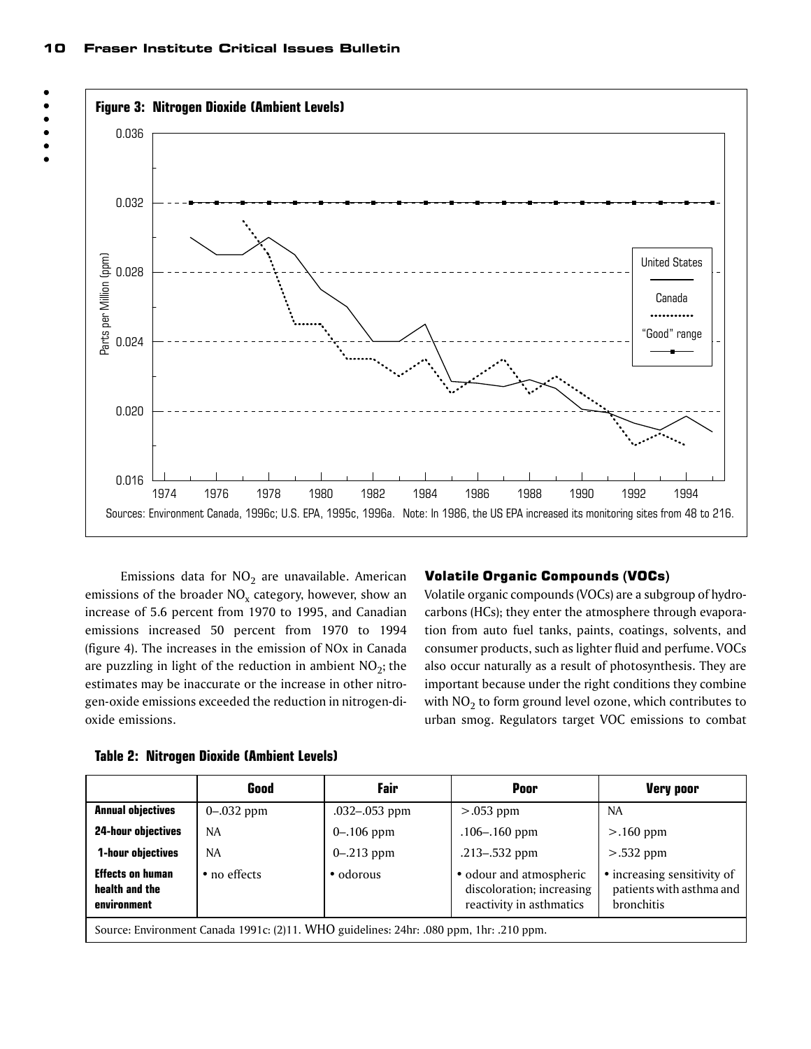**Figure 3: Nitrogen Dioxide (Ambient Levels)**

Sources: Environment Canada, 1996c; U.S. EPA, 1995c, 1996a. Note: In 1986, the US EPA increased its monitoring sites from 48 to 216.

Emissions data for $NO_2$ are unavailable. American emissions of the broader $NO_x$ category, however, show an increase of 5.6 percent from 1970 to 1995, and Canadian emissions increased 50 percent from 1970 to 1994 (figure 4). The increases in the emission of NOx in Canada are puzzling in light of the reduction in ambient $NO_2$; the estimates may be inaccurate or the increase in other nitrogen-oxide emissions exceeded the reduction in nitrogen-dioxide emissions.

**Table 2: Nitrogen Dioxide (Ambient Levels)**

| | Good | Fair | Poor | Very poor |
|---|---|---|---|---|
| **Annual objectives** | 0–.032 ppm | .032–.053 ppm | >.053 ppm | NA |
| **24-hour objectives** | NA | 0–.106 ppm | .106–.160 ppm | >.160 ppm |
| **1-hour objectives** | NA | 0–.213 ppm | .213–.532 ppm | >.532 ppm |
| **Effects on human health and the environment** | • no effects | • odorous | • odour and atmospheric discoloration; increasing reactivity in asthmatics | • increasing sensitivity of patients with asthma and bronchitis |

Source: Environment Canada 1991c: (2)11. WHO guidelines: 24hr: .080 ppm, 1hr: .210 ppm.

### Volatile Organic Compounds (VOCs)

Volatile organic compounds (VOCs) are a subgroup of hydrocarbons (HCs); they enter the atmosphere through evaporation from auto fuel tanks, paints, coatings, solvents, and consumer products, such as lighter fluid and perfume. VOCs also occur naturally as a result of photosynthesis. They are important because under the right conditions they combine with $NO_2$ to form ground level ozone, which contributes to urban smog. Regulators target VOC emissions to combat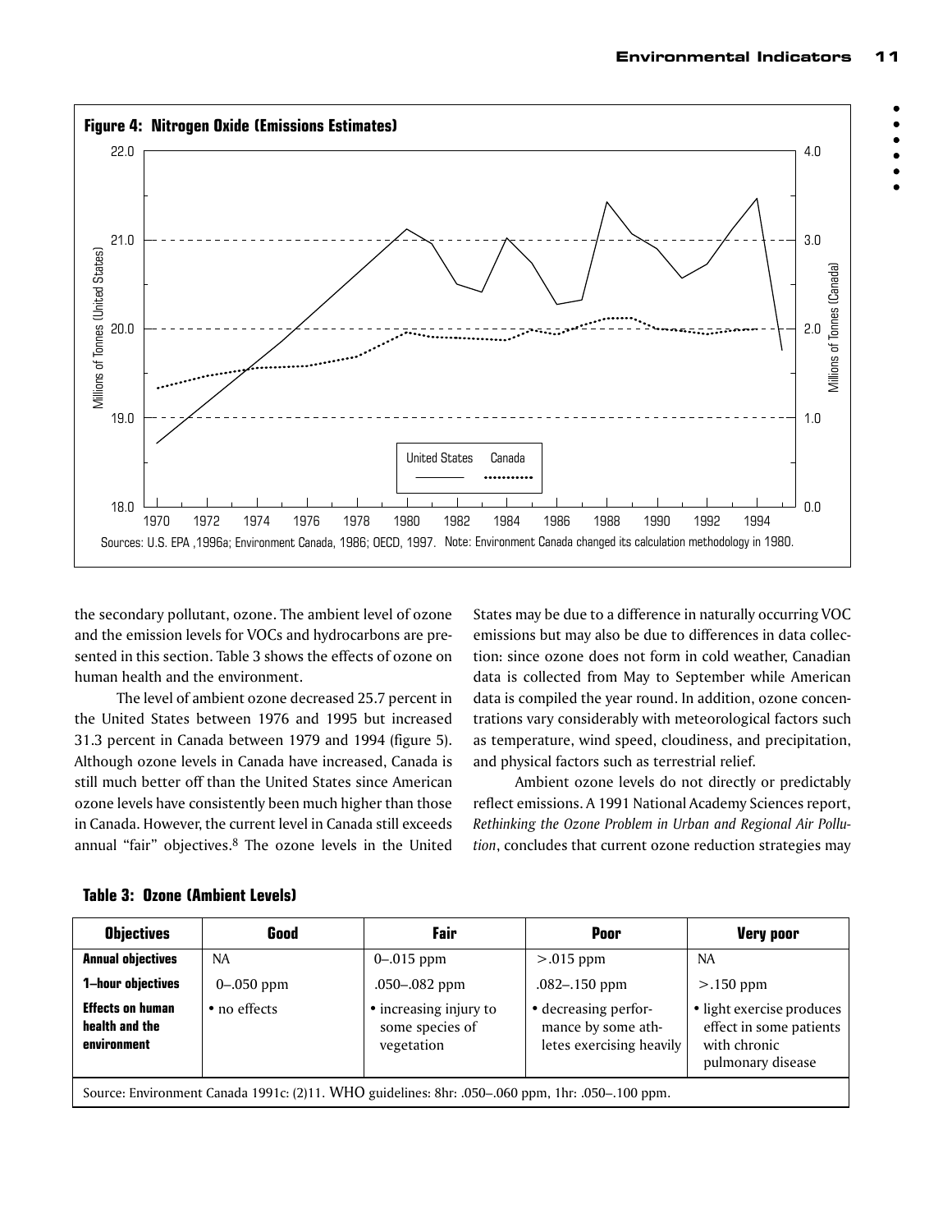**Figure 4: Nitrogen Oxide (Emissions Estimates)**

Sources: U.S. EPA ,1996a; Environment Canada, 1986; OECD, 1997. Note: Environment Canada changed its calculation methodology in 1980.

the secondary pollutant, ozone. The ambient level of ozone and the emission levels for VOCs and hydrocarbons are presented in this section. Table 3 shows the effects of ozone on human health and the environment.

The level of ambient ozone decreased 25.7 percent in the United States between 1976 and 1995 but increased 31.3 percent in Canada between 1979 and 1994 (figure 5). Although ozone levels in Canada have increased, Canada is still much better off than the United States since American ozone levels have consistently been much higher than those in Canada. However, the current level in Canada still exceeds annual "fair" objectives.[8] The ozone levels in the United States may be due to a difference in naturally occurring VOC emissions but may also be due to differences in data collection: since ozone does not form in cold weather, Canadian data is collected from May to September while American data is compiled the year round. In addition, ozone concentrations vary considerably with meteorological factors such as temperature, wind speed, cloudiness, and precipitation, and physical factors such as terrestrial relief.

Ambient ozone levels do not directly or predictably reflect emissions. A 1991 National Academy Sciences report, *Rethinking the Ozone Problem in Urban and Regional Air Pollution*, concludes that current ozone reduction strategies may

**Table 3: Ozone (Ambient Levels)**

| Objectives | Good | Fair | Poor | Very poor |
|---|---|---|---|---|
| **Annual objectives** | NA | 0–.015 ppm | >.015 ppm | NA |
| **1–hour objectives** | 0–.050 ppm | .050–.082 ppm | .082–.150 ppm | >.150 ppm |
| **Effects on human health and the environment** | • no effects | • increasing injury to some species of vegetation | • decreasing performance by some athletes exercising heavily | • light exercise produces effect in some patients with chronic pulmonary disease |

Source: Environment Canada 1991c: (2)11. WHO guidelines: 8hr: .050–.060 ppm, 1hr: .050–.100 ppm.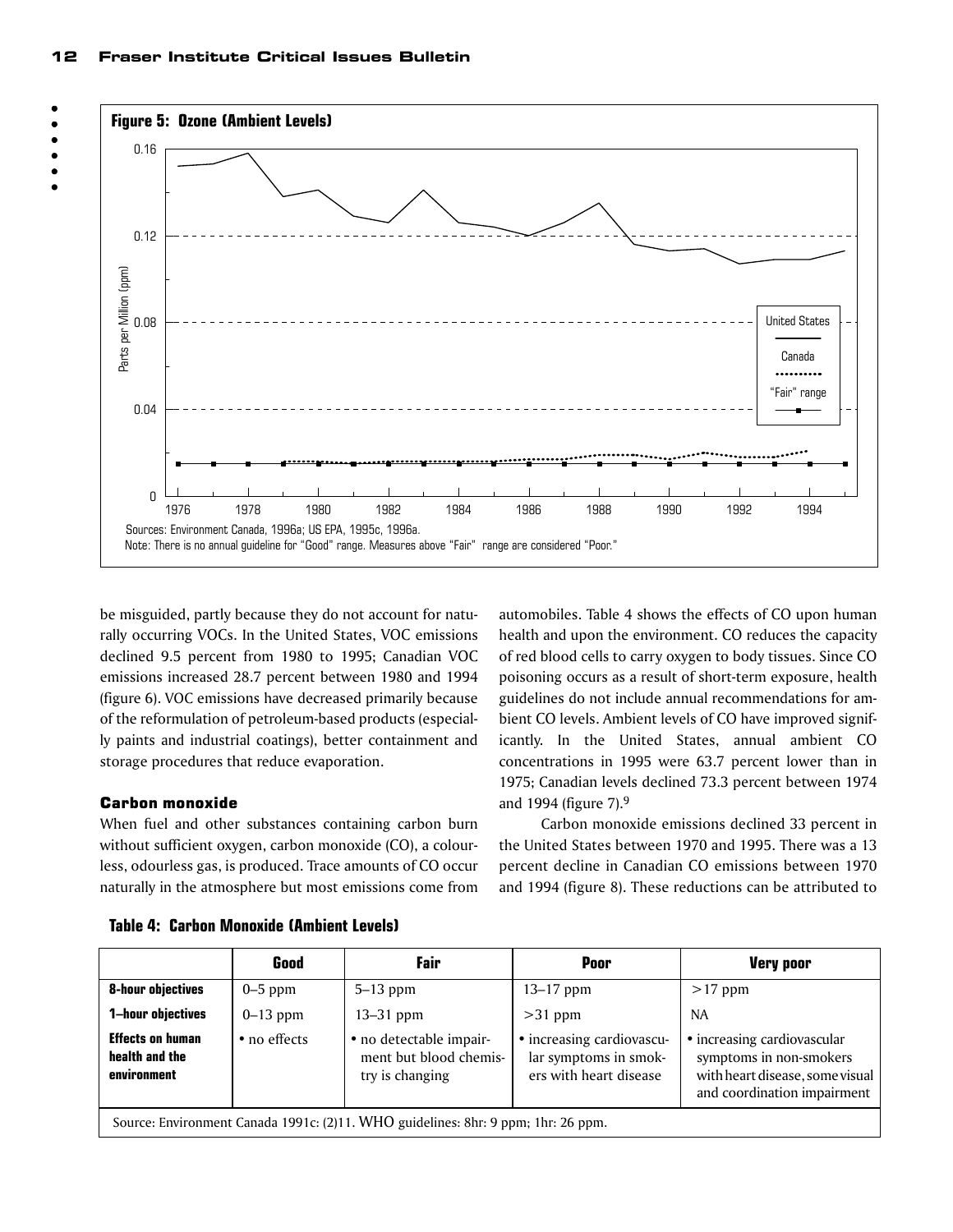**Figure 5: Ozone (Ambient Levels)**

Sources: Environment Canada, 1996a; US EPA, 1995c, 1996a.

Note: There is no annual guideline for "Good" range. Measures above "Fair" range are considered "Poor."

be misguided, partly because they do not account for naturally occurring VOCs. In the United States, VOC emissions declined 9.5 percent from 1980 to 1995; Canadian VOC emissions increased 28.7 percent between 1980 and 1994 (figure 6). VOC emissions have decreased primarily because of the reformulation of petroleum-based products (especially paints and industrial coatings), better containment and storage procedures that reduce evaporation.

### Carbon monoxide

When fuel and other substances containing carbon burn without sufficient oxygen, carbon monoxide (CO), a colourless, odourless gas, is produced. Trace amounts of CO occur naturally in the atmosphere but most emissions come from automobiles. Table 4 shows the effects of CO upon human health and upon the environment. CO reduces the capacity of red blood cells to carry oxygen to body tissues. Since CO poisoning occurs as a result of short-term exposure, health guidelines do not include annual recommendations for ambient CO levels. Ambient levels of CO have improved significantly. In the United States, annual ambient CO concentrations in 1995 were 63.7 percent lower than in 1975; Canadian levels declined 73.3 percent between 1974 and 1994 (figure 7).[9]

Carbon monoxide emissions declined 33 percent in the United States between 1970 and 1995. There was a 13 percent decline in Canadian CO emissions between 1970 and 1994 (figure 8). These reductions can be attributed to

**Table 4: Carbon Monoxide (Ambient Levels)**

| | Good | Fair | Poor | Very poor |
|---|---|---|---|---|
| **8-hour objectives** | 0–5 ppm | 5–13 ppm | 13–17 ppm | >17 ppm |
| **1–hour objectives** | 0–13 ppm | 13–31 ppm | >31 ppm | NA |
| **Effects on human health and the environment** | • no effects | • no detectable impairment but blood chemistry is changing | • increasing cardiovascular symptoms in smokers with heart disease | • increasing cardiovascular symptoms in non-smokers with heart disease, some visual and coordination impairment |

Source: Environment Canada 1991c: (2)11. WHO guidelines: 8hr: 9 ppm; 1hr: 26 ppm.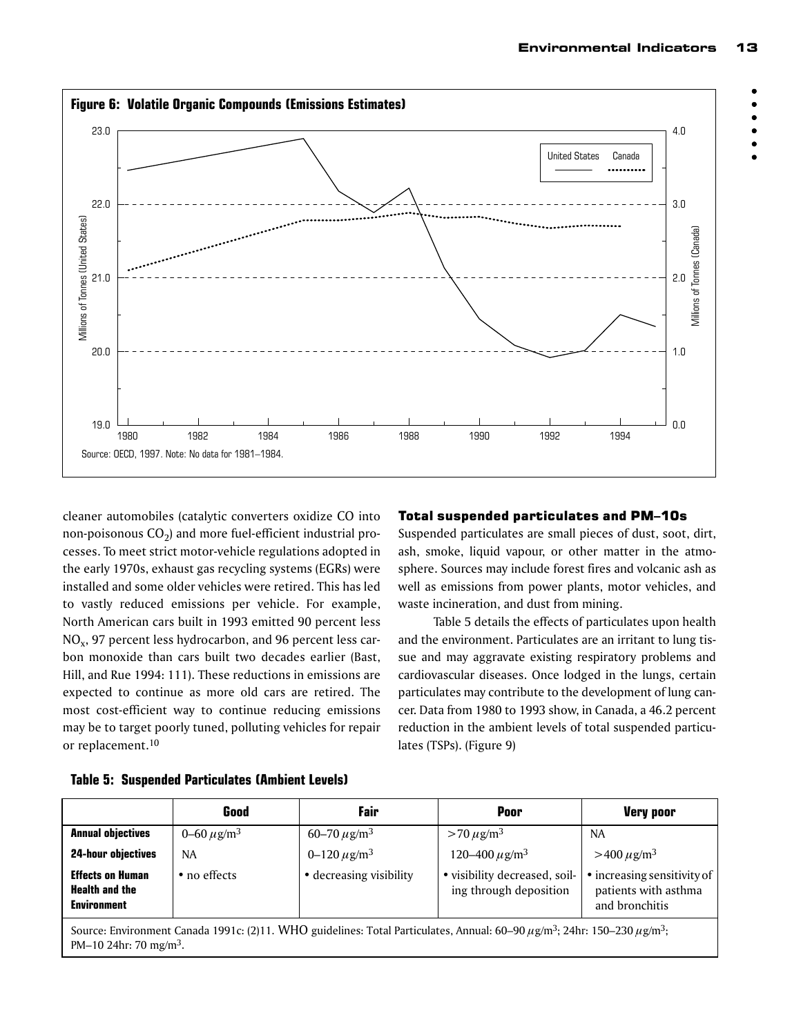**Figure 6: Volatile Organic Compounds (Emissions Estimates)**

Source: OECD, 1997. Note: No data for 1981–1984.

cleaner automobiles (catalytic converters oxidize CO into non-poisonous $CO_2$) and more fuel-efficient industrial processes. To meet strict motor-vehicle regulations adopted in the early 1970s, exhaust gas recycling systems (EGRs) were installed and some older vehicles were retired. This has led to vastly reduced emissions per vehicle. For example, North American cars built in 1993 emitted 90 percent less $NO_x$, 97 percent less hydrocarbon, and 96 percent less carbon monoxide than cars built two decades earlier (Bast, Hill, and Rue 1994: 111). These reductions in emissions are expected to continue as more old cars are retired. The most cost-efficient way to continue reducing emissions may be to target poorly tuned, polluting vehicles for repair or replacement.[10]

### Total suspended particulates and PM–10s

Suspended particulates are small pieces of dust, soot, dirt, ash, smoke, liquid vapour, or other matter in the atmosphere. Sources may include forest fires and volcanic ash as well as emissions from power plants, motor vehicles, and waste incineration, and dust from mining.

Table 5 details the effects of particulates upon health and the environment. Particulates are an irritant to lung tissue and may aggravate existing respiratory problems and cardiovascular diseases. Once lodged in the lungs, certain particulates may contribute to the development of lung cancer. Data from 1980 to 1993 show, in Canada, a 46.2 percent reduction in the ambient levels of total suspended particulates (TSPs). (Figure 9)

**Table 5: Suspended Particulates (Ambient Levels)**

| | Good | Fair | Poor | Very poor |
|---|---|---|---|---|
| **Annual objectives** | 0–60 $\mu g/m^3$ | 60–70 $\mu g/m^3$ | >70 $\mu g/m^3$ | NA |
| **24-hour objectives** | NA | 0–120 $\mu g/m^3$ | 120–400 $\mu g/m^3$ | >400 $\mu g/m^3$ |
| **Effects on Human Health and the Environment** | • no effects | • decreasing visibility | • visibility decreased, soiling through deposition | • increasing sensitivity of patients with asthma and bronchitis |

Source: Environment Canada 1991c: (2)11. WHO guidelines: Total Particulates, Annual: 60–90 $\mu g/m^3$; 24hr: 150–230 $\mu g/m^3$; PM–10 24hr: 70 $mg/m^3$.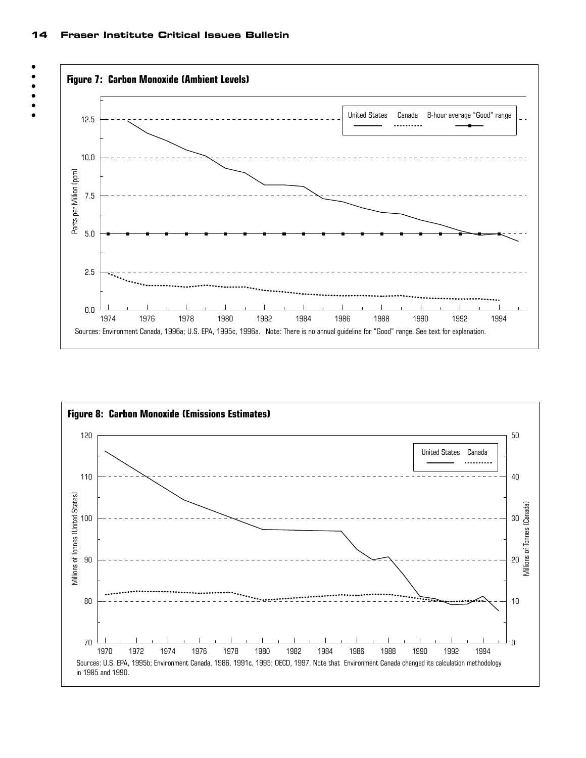**Figure 7: Carbon Monoxide (Ambient Levels)**

Sources: Environment Canada, 1996a; U.S. EPA, 1995c, 1996a. Note: There is no annual guideline for "Good" range. See text for explanation.

**Figure 8: Carbon Monoxide (Emissions Estimates)**

Sources: U.S. EPA, 1995b; Environment Canada, 1986, 1991c, 1995; OECD, 1997. Note that Environment Canada changed its calculation methodology in 1985 and 1990.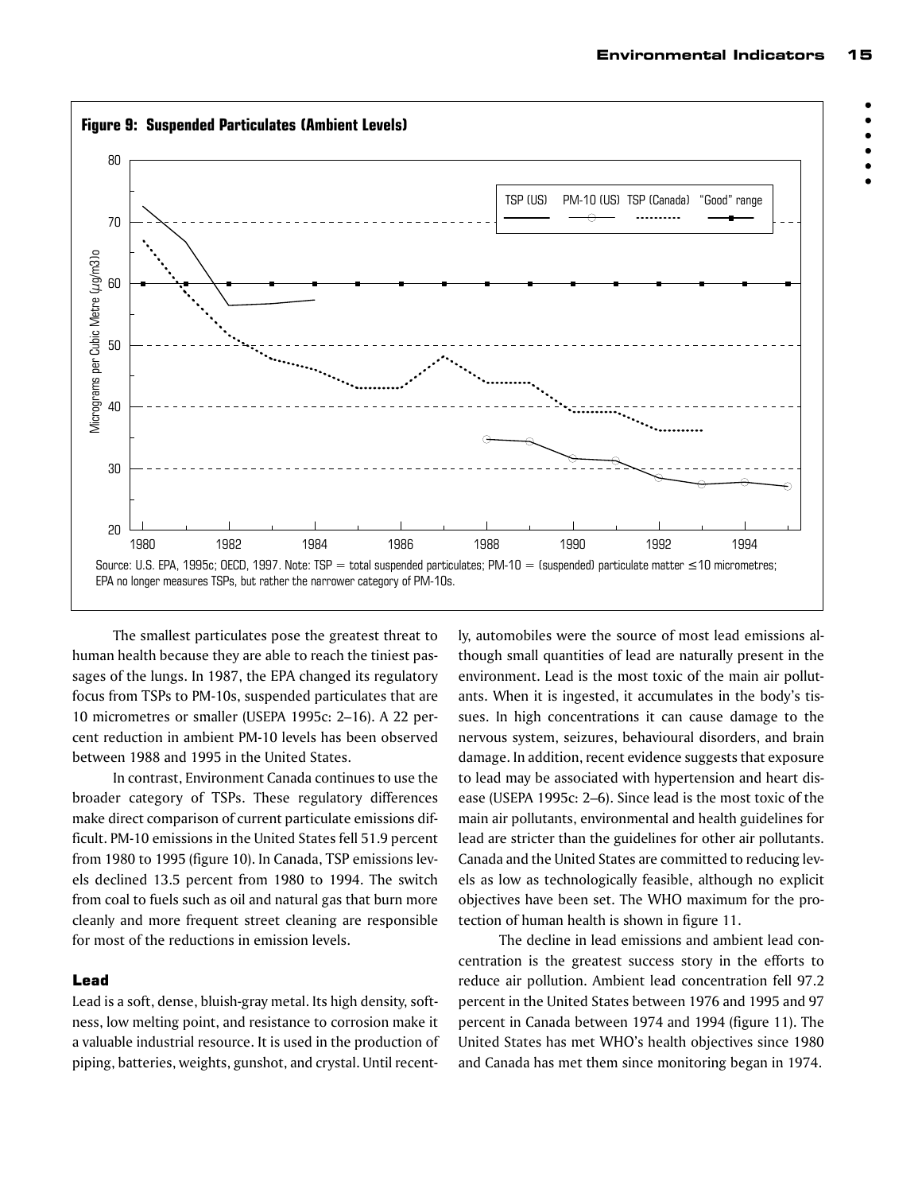**Figure 9: Suspended Particulates (Ambient Levels)**

Source: U.S. EPA, 1995c; OECD, 1997. Note: TSP = total suspended particulates; PM-10 = (suspended) particulate matter ≤10 micrometres; EPA no longer measures TSPs, but rather the narrower category of PM-10s.

The smallest particulates pose the greatest threat to human health because they are able to reach the tiniest passages of the lungs. In 1987, the EPA changed its regulatory focus from TSPs to PM-10s, suspended particulates that are 10 micrometres or smaller (USEPA 1995c: 2–16). A 22 percent reduction in ambient PM-10 levels has been observed between 1988 and 1995 in the United States.

In contrast, Environment Canada continues to use the broader category of TSPs. These regulatory differences make direct comparison of current particulate emissions difficult. PM-10 emissions in the United States fell 51.9 percent from 1980 to 1995 (figure 10). In Canada, TSP emissions levels declined 13.5 percent from 1980 to 1994. The switch from coal to fuels such as oil and natural gas that burn more cleanly and more frequent street cleaning are responsible for most of the reductions in emission levels.

### Lead

Lead is a soft, dense, bluish-gray metal. Its high density, softness, low melting point, and resistance to corrosion make it a valuable industrial resource. It is used in the production of piping, batteries, weights, gunshot, and crystal. Until recently, automobiles were the source of most lead emissions although small quantities of lead are naturally present in the environment. Lead is the most toxic of the main air pollutants. When it is ingested, it accumulates in the body's tissues. In high concentrations it can cause damage to the nervous system, seizures, behavioural disorders, and brain damage. In addition, recent evidence suggests that exposure to lead may be associated with hypertension and heart disease (USEPA 1995c: 2–6). Since lead is the most toxic of the main air pollutants, environmental and health guidelines for lead are stricter than the guidelines for other air pollutants. Canada and the United States are committed to reducing levels as low as technologically feasible, although no explicit objectives have been set. The WHO maximum for the protection of human health is shown in figure 11.

The decline in lead emissions and ambient lead concentration is the greatest success story in the efforts to reduce air pollution. Ambient lead concentration fell 97.2 percent in the United States between 1976 and 1995 and 97 percent in Canada between 1974 and 1994 (figure 11). The United States has met WHO's health objectives since 1980 and Canada has met them since monitoring began in 1974.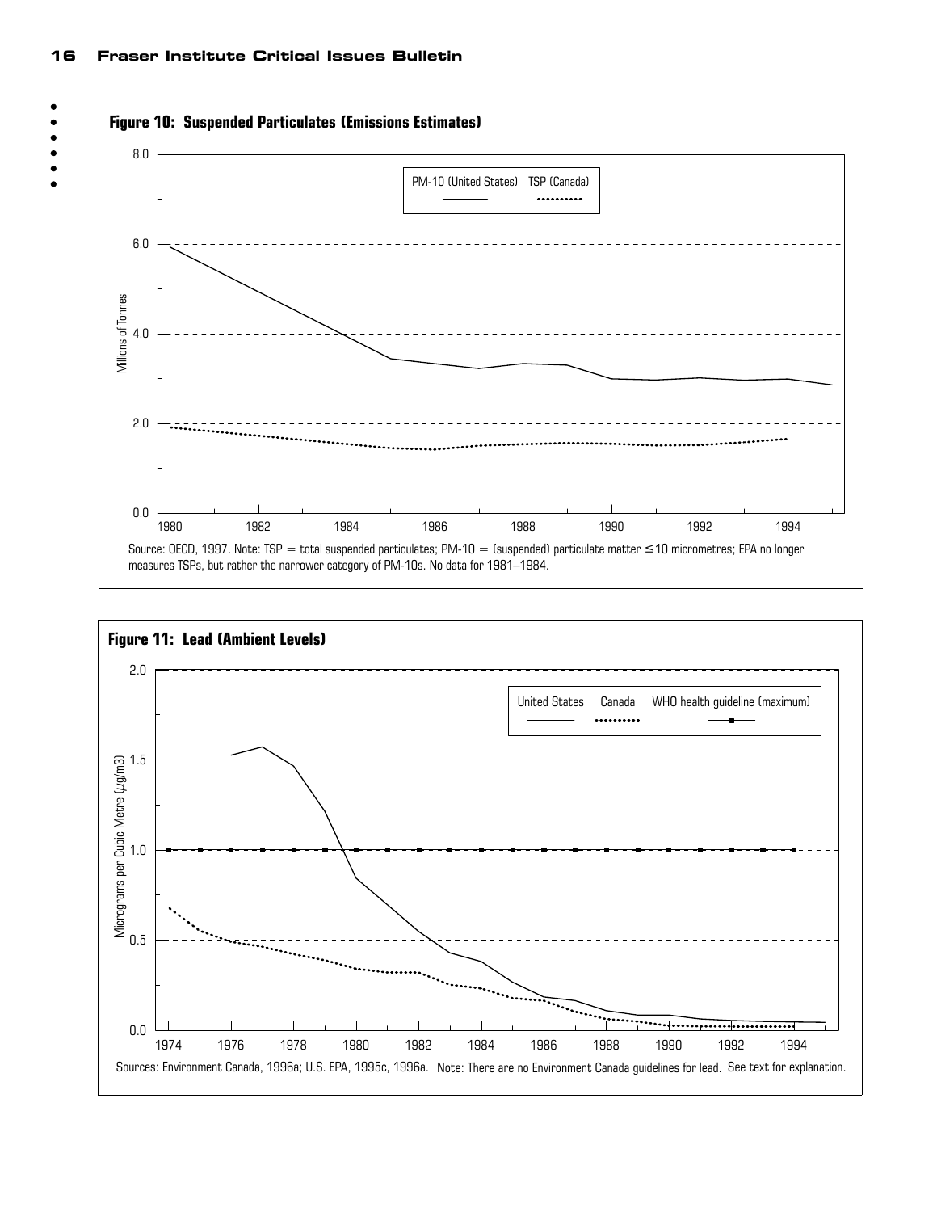**Figure 10: Suspended Particulates (Emissions Estimates)**

Source: OECD, 1997. Note: TSP = total suspended particulates; PM-10 = (suspended) particulate matter ≤10 micrometres; EPA no longer measures TSPs, but rather the narrower category of PM-10s. No data for 1981–1984.

**Figure 11: Lead (Ambient Levels)**

Sources: Environment Canada, 1996a; U.S. EPA, 1995c, 1996a. Note: There are no Environment Canada guidelines for lead. See text for explanation.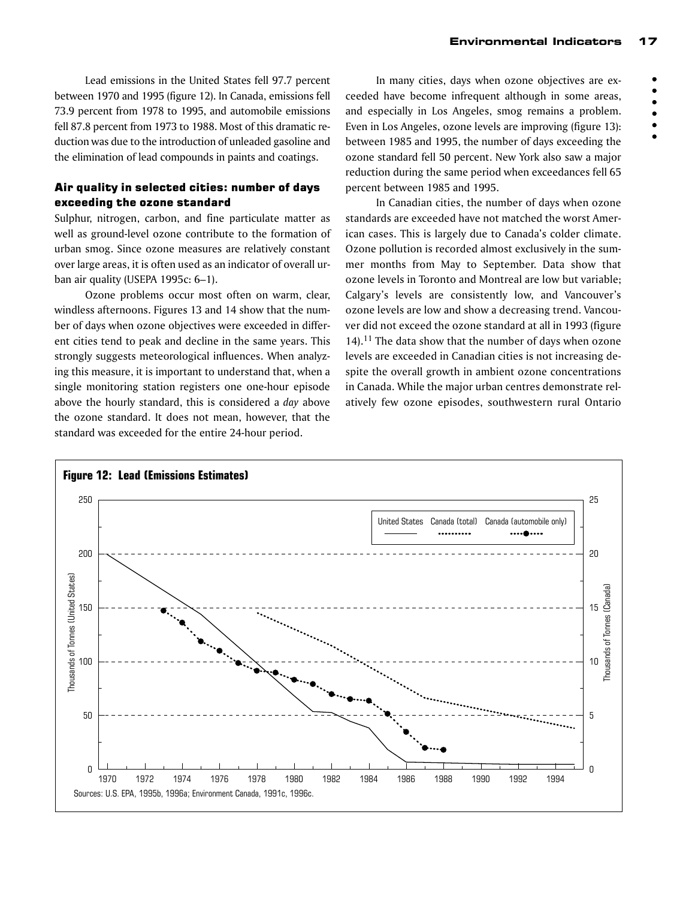Lead emissions in the United States fell 97.7 percent between 1970 and 1995 (figure 12). In Canada, emissions fell 73.9 percent from 1978 to 1995, and automobile emissions fell 87.8 percent from 1973 to 1988. Most of this dramatic reduction was due to the introduction of unleaded gasoline and the elimination of lead compounds in paints and coatings.

### Air quality in selected cities: number of days exceeding the ozone standard

Sulphur, nitrogen, carbon, and fine particulate matter as well as ground-level ozone contribute to the formation of urban smog. Since ozone measures are relatively constant over large areas, it is often used as an indicator of overall urban air quality (USEPA 1995c: 6–1).

Ozone problems occur most often on warm, clear, windless afternoons. Figures 13 and 14 show that the number of days when ozone objectives were exceeded in different cities tend to peak and decline in the same years. This strongly suggests meteorological influences. When analyzing this measure, it is important to understand that, when a single monitoring station registers one one-hour episode above the hourly standard, this is considered a *day* above the ozone standard. It does not mean, however, that the standard was exceeded for the entire 24-hour period.

In many cities, days when ozone objectives are exceeded have become infrequent although in some areas, and especially in Los Angeles, smog remains a problem. Even in Los Angeles, ozone levels are improving (figure 13): between 1985 and 1995, the number of days exceeding the ozone standard fell 50 percent. New York also saw a major reduction during the same period when exceedances fell 65 percent between 1985 and 1995.

In Canadian cities, the number of days when ozone standards are exceeded have not matched the worst American cases. This is largely due to Canada's colder climate. Ozone pollution is recorded almost exclusively in the summer months from May to September. Data show that ozone levels in Toronto and Montreal are low but variable; Calgary's levels are consistently low, and Vancouver's ozone levels are low and show a decreasing trend. Vancouver did not exceed the ozone standard at all in 1993 (figure 14).[11] The data show that the number of days when ozone levels are exceeded in Canadian cities is not increasing despite the overall growth in ambient ozone concentrations in Canada. While the major urban centres demonstrate relatively few ozone episodes, southwestern rural Ontario

**Figure 12: Lead (Emissions Estimates)**

Sources: U.S. EPA, 1995b, 1996a; Environment Canada, 1991c, 1996c.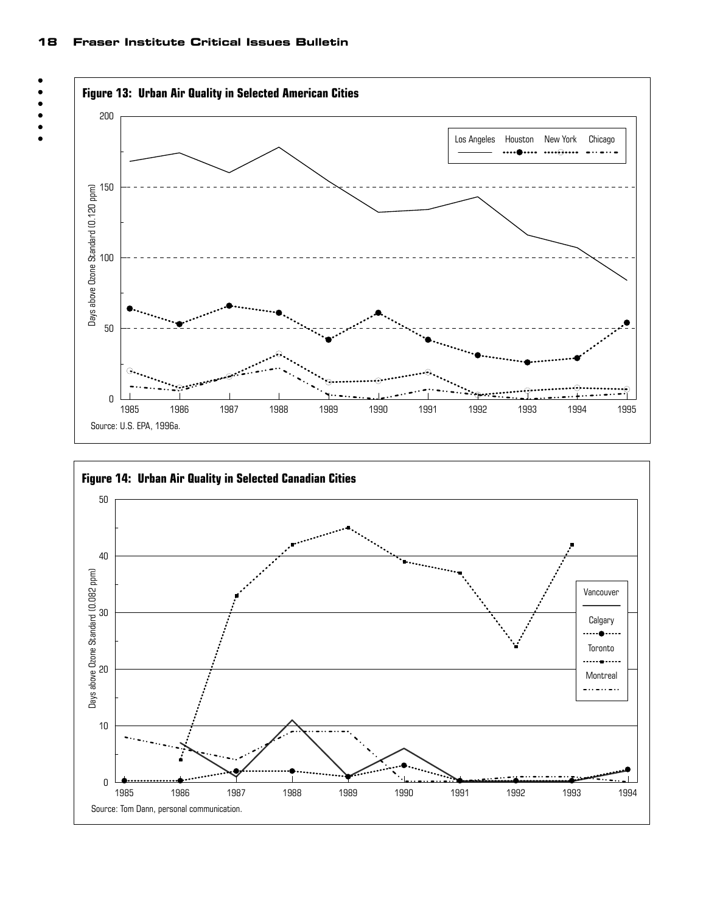**Figure 13: Urban Air Quality in Selected American Cities**

Source: U.S. EPA, 1996a.

**Figure 14: Urban Air Quality in Selected Canadian Cities**

Source: Tom Dann, personal communication.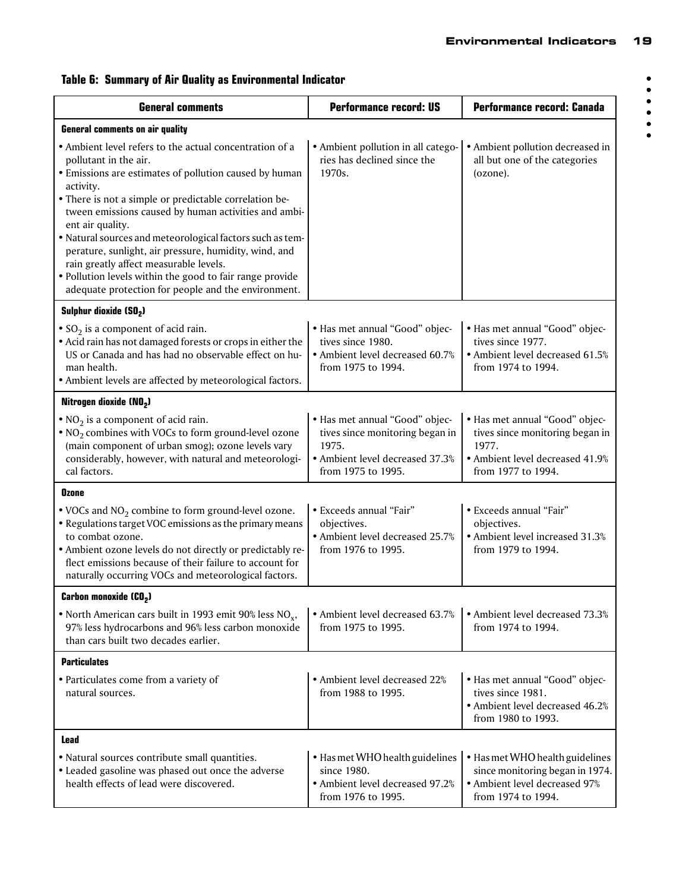**Table 6: Summary of Air Quality as Environmental Indicator**

| General comments | Performance record: US | Performance record: Canada |
| --- | --- | --- |
| **General comments on air quality** | | |
| • Ambient level refers to the actual concentration of a pollutant in the air. • Emissions are estimates of pollution caused by human activity. • There is not a simple or predictable correlation between emissions caused by human activities and ambient air quality. • Natural sources and meteorological factors such as temperature, sunlight, air pressure, humidity, wind, and rain greatly affect measurable levels. • Pollution levels within the good to fair range provide adequate protection for people and the environment. | • Ambient pollution in all categories has declined since the 1970s. | • Ambient pollution decreased in all but one of the categories (ozone). |
| **Sulphur dioxide ($SO_2$)** | | |
| • $SO_2$ is a component of acid rain. • Acid rain has not damaged forests or crops in either the US or Canada and has had no observable effect on human health. • Ambient levels are affected by meteorological factors. | • Has met annual "Good" objectives since 1980. • Ambient level decreased 60.7% from 1975 to 1994. | • Has met annual "Good" objectives since 1977. • Ambient level decreased 61.5% from 1974 to 1994. |
| **Nitrogen dioxide ($NO_2$)** | | |
| • $NO_2$ is a component of acid rain. • $NO_2$ combines with VOCs to form ground-level ozone (main component of urban smog); ozone levels vary considerably, however, with natural and meteorological factors. | • Has met annual "Good" objectives since monitoring began in 1975. • Ambient level decreased 37.3% from 1975 to 1995. | • Has met annual "Good" objectives since monitoring began in 1977. • Ambient level decreased 41.9% from 1977 to 1994. |
| **Ozone** | | |
| • VOCs and $NO_2$ combine to form ground-level ozone. • Regulations target VOC emissions as the primary means to combat ozone. • Ambient ozone levels do not directly or predictably reflect emissions because of their failure to account for naturally occurring VOCs and meteorological factors. | • Exceeds annual "Fair" objectives. • Ambient level decreased 25.7% from 1976 to 1995. | • Exceeds annual "Fair" objectives. • Ambient level increased 31.3% from 1979 to 1994. |
| **Carbon monoxide ($CO_2$)** | | |
| • North American cars built in 1993 emit 90% less $NO_x$, 97% less hydrocarbons and 96% less carbon monoxide than cars built two decades earlier. | • Ambient level decreased 63.7% from 1975 to 1995. | • Ambient level decreased 73.3% from 1974 to 1994. |
| **Particulates** | | |
| • Particulates come from a variety of natural sources. | • Ambient level decreased 22% from 1988 to 1995. | • Has met annual "Good" objectives since 1981. • Ambient level decreased 46.2% from 1980 to 1993. |
| **Lead** | | |
| • Natural sources contribute small quantities. • Leaded gasoline was phased out once the adverse health effects of lead were discovered. | • Has met WHO health guidelines since 1980. • Ambient level decreased 97.2% from 1976 to 1995. | • Has met WHO health guidelines since monitoring began in 1974. • Ambient level decreased 97% from 1974 to 1994. |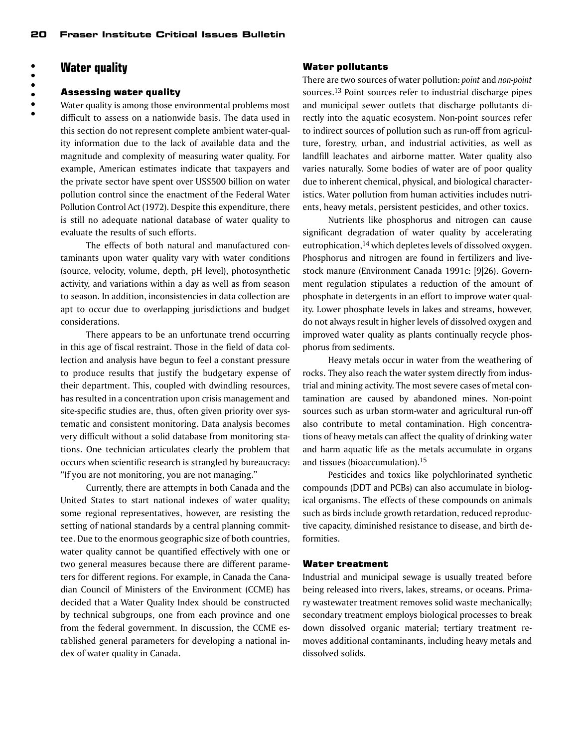## Water quality

### Assessing water quality

Water quality is among those environmental problems most difficult to assess on a nationwide basis. The data used in this section do not represent complete ambient water-quality information due to the lack of available data and the magnitude and complexity of measuring water quality. For example, American estimates indicate that taxpayers and the private sector have spent over US$500 billion on water pollution control since the enactment of the Federal Water Pollution Control Act (1972). Despite this expenditure, there is still no adequate national database of water quality to evaluate the results of such efforts.

The effects of both natural and manufactured contaminants upon water quality vary with water conditions (source, velocity, volume, depth, pH level), photosynthetic activity, and variations within a day as well as from season to season. In addition, inconsistencies in data collection are apt to occur due to overlapping jurisdictions and budget considerations.

There appears to be an unfortunate trend occurring in this age of fiscal restraint. Those in the field of data collection and analysis have begun to feel a constant pressure to produce results that justify the budgetary expense of their department. This, coupled with dwindling resources, has resulted in a concentration upon crisis management and site-specific studies are, thus, often given priority over systematic and consistent monitoring. Data analysis becomes very difficult without a solid database from monitoring stations. One technician articulates clearly the problem that occurs when scientific research is strangled by bureaucracy: "If you are not monitoring, you are not managing."

Currently, there are attempts in both Canada and the United States to start national indexes of water quality; some regional representatives, however, are resisting the setting of national standards by a central planning committee. Due to the enormous geographic size of both countries, water quality cannot be quantified effectively with one or two general measures because there are different parameters for different regions. For example, in Canada the Canadian Council of Ministers of the Environment (CCME) has decided that a Water Quality Index should be constructed by technical subgroups, one from each province and one from the federal government. In discussion, the CCME established general parameters for developing a national index of water quality in Canada.

### Water pollutants

There are two sources of water pollution: *point* and *non-point* sources.[13] Point sources refer to industrial discharge pipes and municipal sewer outlets that discharge pollutants directly into the aquatic ecosystem. Non-point sources refer to indirect sources of pollution such as run-off from agriculture, forestry, urban, and industrial activities, as well as landfill leachates and airborne matter. Water quality also varies naturally. Some bodies of water are of poor quality due to inherent chemical, physical, and biological characteristics. Water pollution from human activities includes nutrients, heavy metals, persistent pesticides, and other toxics.

Nutrients like phosphorus and nitrogen can cause significant degradation of water quality by accelerating eutrophication,[14] which depletes levels of dissolved oxygen. Phosphorus and nitrogen are found in fertilizers and livestock manure (Environment Canada 1991c: [9]26). Government regulation stipulates a reduction of the amount of phosphate in detergents in an effort to improve water quality. Lower phosphate levels in lakes and streams, however, do not always result in higher levels of dissolved oxygen and improved water quality as plants continually recycle phosphorus from sediments.

Heavy metals occur in water from the weathering of rocks. They also reach the water system directly from industrial and mining activity. The most severe cases of metal contamination are caused by abandoned mines. Non-point sources such as urban storm-water and agricultural run-off also contribute to metal contamination. High concentrations of heavy metals can affect the quality of drinking water and harm aquatic life as the metals accumulate in organs and tissues (bioaccumulation).[15]

Pesticides and toxics like polychlorinated synthetic compounds (DDT and PCBs) can also accumulate in biological organisms. The effects of these compounds on animals such as birds include growth retardation, reduced reproductive capacity, diminished resistance to disease, and birth deformities.

### Water treatment

Industrial and municipal sewage is usually treated before being released into rivers, lakes, streams, or oceans. Primary wastewater treatment removes solid waste mechanically; secondary treatment employs biological processes to break down dissolved organic material; tertiary treatment removes additional contaminants, including heavy metals and dissolved solids.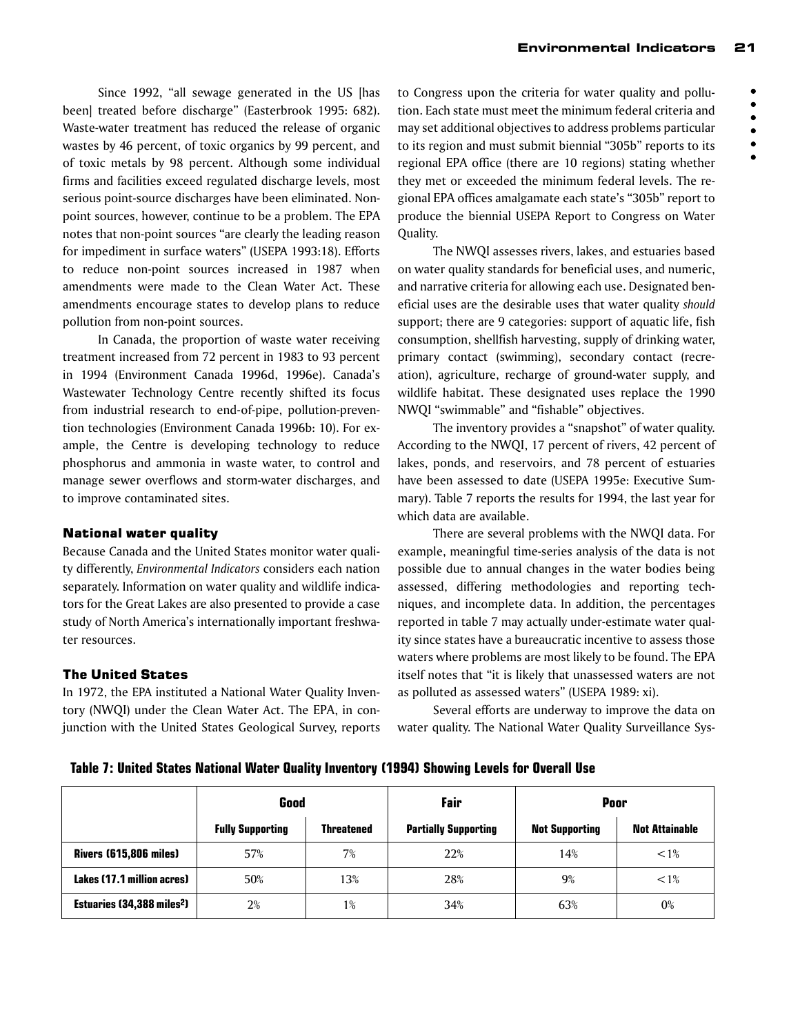Since 1992, "all sewage generated in the US [has been] treated before discharge" (Easterbrook 1995: 682). Waste-water treatment has reduced the release of organic wastes by 46 percent, of toxic organics by 99 percent, and of toxic metals by 98 percent. Although some individual firms and facilities exceed regulated discharge levels, most serious point-source discharges have been eliminated. Non-point sources, however, continue to be a problem. The EPA notes that non-point sources "are clearly the leading reason for impediment in surface waters" (USEPA 1993:18). Efforts to reduce non-point sources increased in 1987 when amendments were made to the Clean Water Act. These amendments encourage states to develop plans to reduce pollution from non-point sources.

In Canada, the proportion of waste water receiving treatment increased from 72 percent in 1983 to 93 percent in 1994 (Environment Canada 1996d, 1996e). Canada's Wastewater Technology Centre recently shifted its focus from industrial research to end-of-pipe, pollution-prevention technologies (Environment Canada 1996b: 10). For example, the Centre is developing technology to reduce phosphorus and ammonia in waste water, to control and manage sewer overflows and storm-water discharges, and to improve contaminated sites.

### National water quality

Because Canada and the United States monitor water quality differently, *Environmental Indicators* considers each nation separately. Information on water quality and wildlife indicators for the Great Lakes are also presented to provide a case study of North America's internationally important freshwater resources.

### The United States

In 1972, the EPA instituted a National Water Quality Inventory (NWQI) under the Clean Water Act. The EPA, in conjunction with the United States Geological Survey, reports to Congress upon the criteria for water quality and pollution. Each state must meet the minimum federal criteria and may set additional objectives to address problems particular to its region and must submit biennial "305b" reports to its regional EPA office (there are 10 regions) stating whether they met or exceeded the minimum federal levels. The regional EPA offices amalgamate each state's "305b" report to produce the biennial USEPA Report to Congress on Water Quality.

The NWQI assesses rivers, lakes, and estuaries based on water quality standards for beneficial uses, and numeric, and narrative criteria for allowing each use. Designated beneficial uses are the desirable uses that water quality *should* support; there are 9 categories: support of aquatic life, fish consumption, shellfish harvesting, supply of drinking water, primary contact (swimming), secondary contact (recreation), agriculture, recharge of ground-water supply, and wildlife habitat. These designated uses replace the 1990 NWQI "swimmable" and "fishable" objectives.

The inventory provides a "snapshot" of water quality. According to the NWQI, 17 percent of rivers, 42 percent of lakes, ponds, and reservoirs, and 78 percent of estuaries have been assessed to date (USEPA 1995e: Executive Summary). Table 7 reports the results for 1994, the last year for which data are available.

There are several problems with the NWQI data. For example, meaningful time-series analysis of the data is not possible due to annual changes in the water bodies being assessed, differing methodologies and reporting techniques, and incomplete data. In addition, the percentages reported in table 7 may actually under-estimate water quality since states have a bureaucratic incentive to assess those waters where problems are most likely to be found. The EPA itself notes that "it is likely that unassessed waters are not as polluted as assessed waters" (USEPA 1989: xi).

Several efforts are underway to improve the data on water quality. The National Water Quality Surveillance Sys-

**Table 7: United States National Water Quality Inventory (1994) Showing Levels for Overall Use**

| | Good | | Fair | Poor | |
|---|---|---|---|---|---|
| | **Fully Supporting** | **Threatened** | **Partially Supporting** | **Not Supporting** | **Not Attainable** |
| **Rivers (615,806 miles)** | 57% | 7% | 22% | 14% | <1% |
| **Lakes (17.1 million acres)** | 50% | 13% | 28% | 9% | <1% |
| **Estuaries (34,388 miles$^2$)** | 2% | 1% | 34% | 63% | 0% |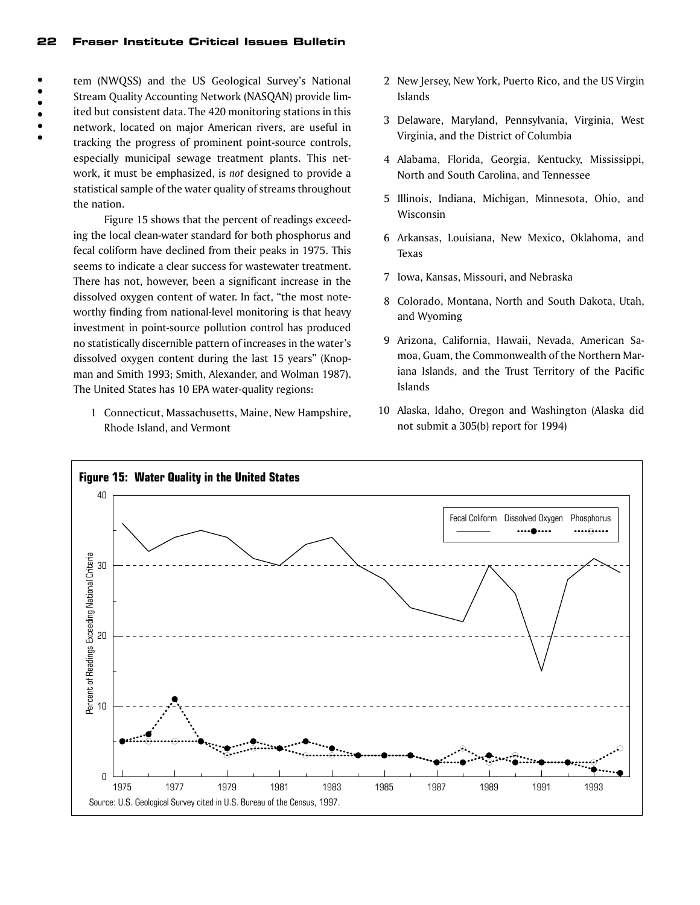tem (NWQSS) and the US Geological Survey's National Stream Quality Accounting Network (NASQAN) provide limited but consistent data. The 420 monitoring stations in this network, located on major American rivers, are useful in tracking the progress of prominent point-source controls, especially municipal sewage treatment plants. This network, it must be emphasized, is *not* designed to provide a statistical sample of the water quality of streams throughout the nation.

Figure 15 shows that the percent of readings exceeding the local clean-water standard for both phosphorus and fecal coliform have declined from their peaks in 1975. This seems to indicate a clear success for wastewater treatment. There has not, however, been a significant increase in the dissolved oxygen content of water. In fact, "the most noteworthy finding from national-level monitoring is that heavy investment in point-source pollution control has produced no statistically discernible pattern of increases in the water's dissolved oxygen content during the last 15 years" (Knopman and Smith 1993; Smith, Alexander, and Wolman 1987). The United States has 10 EPA water-quality regions:

1. Connecticut, Massachusetts, Maine, New Hampshire, Rhode Island, and Vermont
2. New Jersey, New York, Puerto Rico, and the US Virgin Islands
3. Delaware, Maryland, Pennsylvania, Virginia, West Virginia, and the District of Columbia
4. Alabama, Florida, Georgia, Kentucky, Mississippi, North and South Carolina, and Tennessee
5. Illinois, Indiana, Michigan, Minnesota, Ohio, and Wisconsin
6. Arkansas, Louisiana, New Mexico, Oklahoma, and Texas
7. Iowa, Kansas, Missouri, and Nebraska
8. Colorado, Montana, North and South Dakota, Utah, and Wyoming
9. Arizona, California, Hawaii, Nevada, American Samoa, Guam, the Commonwealth of the Northern Mariana Islands, and the Trust Territory of the Pacific Islands
10. Alaska, Idaho, Oregon and Washington (Alaska did not submit a 305(b) report for 1994)

**Figure 15: Water Quality in the United States**

Source: U.S. Geological Survey cited in U.S. Bureau of the Census, 1997.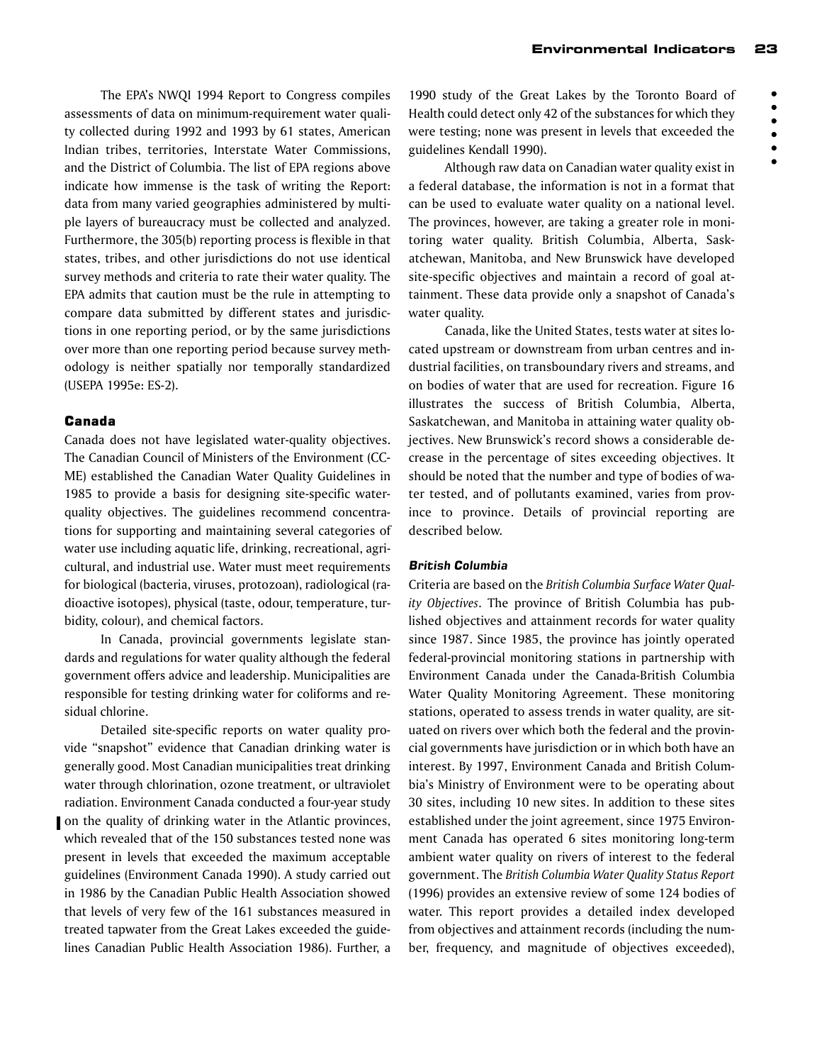The EPA's NWQI 1994 Report to Congress compiles assessments of data on minimum-requirement water quality collected during 1992 and 1993 by 61 states, American Indian tribes, territories, Interstate Water Commissions, and the District of Columbia. The list of EPA regions above indicate how immense is the task of writing the Report: data from many varied geographies administered by multiple layers of bureaucracy must be collected and analyzed. Furthermore, the 305(b) reporting process is flexible in that states, tribes, and other jurisdictions do not use identical survey methods and criteria to rate their water quality. The EPA admits that caution must be the rule in attempting to compare data submitted by different states and jurisdictions in one reporting period, or by the same jurisdictions over more than one reporting period because survey methodology is neither spatially nor temporally standardized (USEPA 1995e: ES-2).

### Canada

Canada does not have legislated water-quality objectives. The Canadian Council of Ministers of the Environment (CCME) established the Canadian Water Quality Guidelines in 1985 to provide a basis for designing site-specific water-quality objectives. The guidelines recommend concentrations for supporting and maintaining several categories of water use including aquatic life, drinking, recreational, agricultural, and industrial use. Water must meet requirements for biological (bacteria, viruses, protozoan), radiological (radioactive isotopes), physical (taste, odour, temperature, turbidity, colour), and chemical factors.

In Canada, provincial governments legislate standards and regulations for water quality although the federal government offers advice and leadership. Municipalities are responsible for testing drinking water for coliforms and residual chlorine.

Detailed site-specific reports on water quality provide "snapshot" evidence that Canadian drinking water is generally good. Most Canadian municipalities treat drinking water through chlorination, ozone treatment, or ultraviolet radiation. Environment Canada conducted a four-year study on the quality of drinking water in the Atlantic provinces, which revealed that of the 150 substances tested none was present in levels that exceeded the maximum acceptable guidelines (Environment Canada 1990). A study carried out in 1986 by the Canadian Public Health Association showed that levels of very few of the 161 substances measured in treated tapwater from the Great Lakes exceeded the guidelines Canadian Public Health Association 1986). Further, a 1990 study of the Great Lakes by the Toronto Board of Health could detect only 42 of the substances for which they were testing; none was present in levels that exceeded the guidelines Kendall 1990).

Although raw data on Canadian water quality exist in a federal database, the information is not in a format that can be used to evaluate water quality on a national level. The provinces, however, are taking a greater role in monitoring water quality. British Columbia, Alberta, Saskatchewan, Manitoba, and New Brunswick have developed site-specific objectives and maintain a record of goal attainment. These data provide only a snapshot of Canada's water quality.

Canada, like the United States, tests water at sites located upstream or downstream from urban centres and industrial facilities, on transboundary rivers and streams, and on bodies of water that are used for recreation. Figure 16 illustrates the success of British Columbia, Alberta, Saskatchewan, and Manitoba in attaining water quality objectives. New Brunswick's record shows a considerable decrease in the percentage of sites exceeding objectives. It should be noted that the number and type of bodies of water tested, and of pollutants examined, varies from province to province. Details of provincial reporting are described below.

#### *British Columbia*

Criteria are based on the *British Columbia Surface Water Quality Objectives*. The province of British Columbia has published objectives and attainment records for water quality since 1987. Since 1985, the province has jointly operated federal-provincial monitoring stations in partnership with Environment Canada under the Canada-British Columbia Water Quality Monitoring Agreement. These monitoring stations, operated to assess trends in water quality, are situated on rivers over which both the federal and the provincial governments have jurisdiction or in which both have an interest. By 1997, Environment Canada and British Columbia's Ministry of Environment were to be operating about 30 sites, including 10 new sites. In addition to these sites established under the joint agreement, since 1975 Environment Canada has operated 6 sites monitoring long-term ambient water quality on rivers of interest to the federal government. The *British Columbia Water Quality Status Report* (1996) provides an extensive review of some 124 bodies of water. This report provides a detailed index developed from objectives and attainment records (including the number, frequency, and magnitude of objectives exceeded),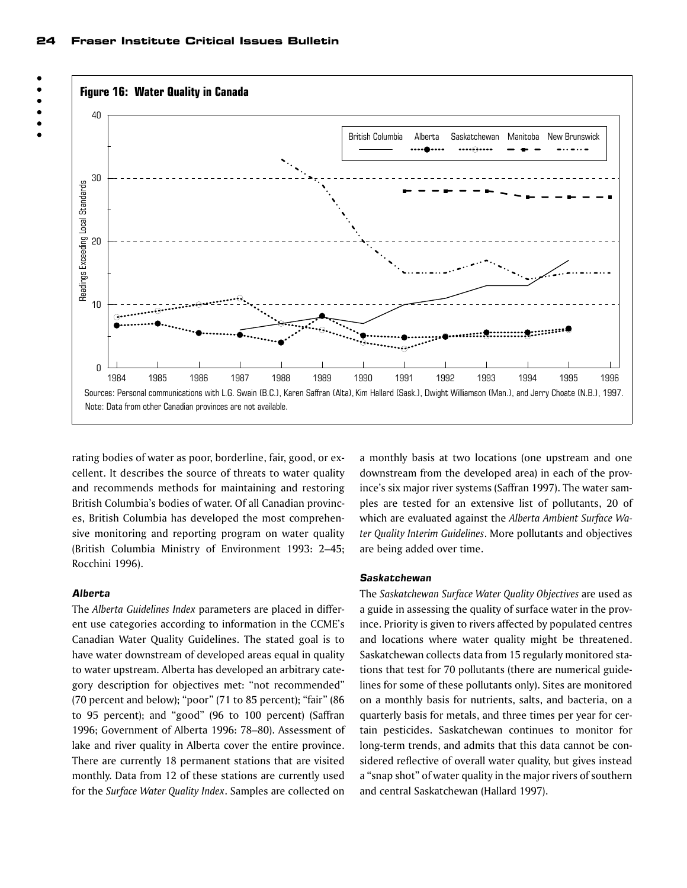**Figure 16: Water Quality in Canada**

Sources: Personal communications with L.G. Swain (B.C.), Karen Saffran (Alta), Kim Hallard (Sask.), Dwight Williamson (Man.), and Jerry Choate (N.B.), 1997.

Note: Data from other Canadian provinces are not available.

rating bodies of water as poor, borderline, fair, good, or excellent. It describes the source of threats to water quality and recommends methods for maintaining and restoring British Columbia's bodies of water. Of all Canadian provinces, British Columbia has developed the most comprehensive monitoring and reporting program on water quality (British Columbia Ministry of Environment 1993: 2–45; Rocchini 1996).

#### *Alberta*

The *Alberta Guidelines Index* parameters are placed in different use categories according to information in the CCME's Canadian Water Quality Guidelines. The stated goal is to have water downstream of developed areas equal in quality to water upstream. Alberta has developed an arbitrary category description for objectives met: "not recommended" (70 percent and below); "poor" (71 to 85 percent); "fair" (86 to 95 percent); and "good" (96 to 100 percent) (Saffran 1996; Government of Alberta 1996: 78–80). Assessment of lake and river quality in Alberta cover the entire province. There are currently 18 permanent stations that are visited monthly. Data from 12 of these stations are currently used for the *Surface Water Quality Index*. Samples are collected on a monthly basis at two locations (one upstream and one downstream from the developed area) in each of the province's six major river systems (Saffran 1997). The water samples are tested for an extensive list of pollutants, 20 of which are evaluated against the *Alberta Ambient Surface Water Quality Interim Guidelines*. More pollutants and objectives are being added over time.

#### *Saskatchewan*

The *Saskatchewan Surface Water Quality Objectives* are used as a guide in assessing the quality of surface water in the province. Priority is given to rivers affected by populated centres and locations where water quality might be threatened. Saskatchewan collects data from 15 regularly monitored stations that test for 70 pollutants (there are numerical guidelines for some of these pollutants only). Sites are monitored on a monthly basis for nutrients, salts, and bacteria, on a quarterly basis for metals, and three times per year for certain pesticides. Saskatchewan continues to monitor for long-term trends, and admits that this data cannot be considered reflective of overall water quality, but gives instead a "snap shot" of water quality in the major rivers of southern and central Saskatchewan (Hallard 1997).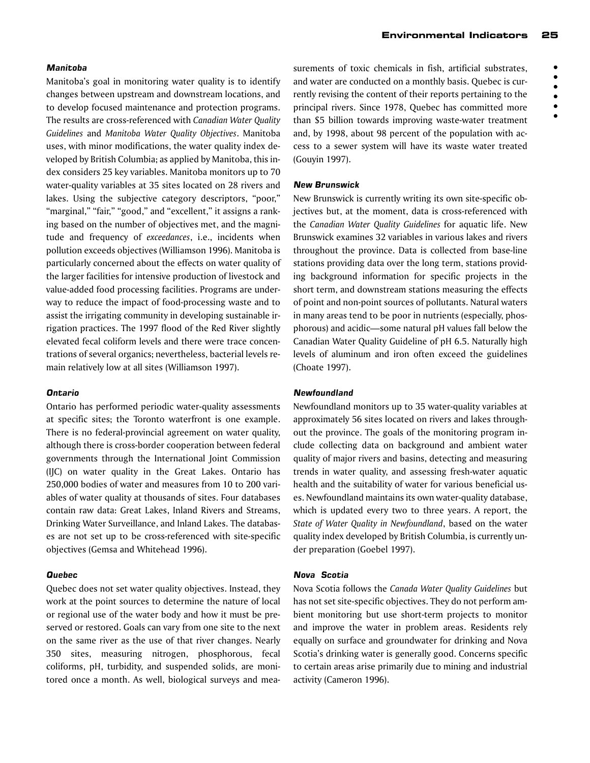### *Manitoba*

Manitoba's goal in monitoring water quality is to identify changes between upstream and downstream locations, and to develop focused maintenance and protection programs. The results are cross-referenced with *Canadian Water Quality Guidelines* and *Manitoba Water Quality Objectives*. Manitoba uses, with minor modifications, the water quality index developed by British Columbia; as applied by Manitoba, this index considers 25 key variables. Manitoba monitors up to 70 water-quality variables at 35 sites located on 28 rivers and lakes. Using the subjective category descriptors, "poor," "marginal," "fair," "good," and "excellent," it assigns a ranking based on the number of objectives met, and the magnitude and frequency of *exceedances*, i.e., incidents when pollution exceeds objectives (Williamson 1996). Manitoba is particularly concerned about the effects on water quality of the larger facilities for intensive production of livestock and value-added food processing facilities. Programs are underway to reduce the impact of food-processing waste and to assist the irrigating community in developing sustainable irrigation practices. The 1997 flood of the Red River slightly elevated fecal coliform levels and there were trace concentrations of several organics; nevertheless, bacterial levels remain relatively low at all sites (Williamson 1997).

### *Ontario*

Ontario has performed periodic water-quality assessments at specific sites; the Toronto waterfront is one example. There is no federal-provincial agreement on water quality, although there is cross-border cooperation between federal governments through the International Joint Commission (IJC) on water quality in the Great Lakes. Ontario has 250,000 bodies of water and measures from 10 to 200 variables of water quality at thousands of sites. Four databases contain raw data: Great Lakes, Inland Rivers and Streams, Drinking Water Surveillance, and Inland Lakes. The databases are not set up to be cross-referenced with site-specific objectives (Gemsa and Whitehead 1996).

### *Quebec*

Quebec does not set water quality objectives. Instead, they work at the point sources to determine the nature of local or regional use of the water body and how it must be preserved or restored. Goals can vary from one site to the next on the same river as the use of that river changes. Nearly 350 sites, measuring nitrogen, phosphorous, fecal coliforms, pH, turbidity, and suspended solids, are monitored once a month. As well, biological surveys and measurements of toxic chemicals in fish, artificial substrates, and water are conducted on a monthly basis. Quebec is currently revising the content of their reports pertaining to the principal rivers. Since 1978, Quebec has committed more than $5 billion towards improving waste-water treatment and, by 1998, about 98 percent of the population with access to a sewer system will have its waste water treated (Gouyin 1997).

### *New Brunswick*

New Brunswick is currently writing its own site-specific objectives but, at the moment, data is cross-referenced with the *Canadian Water Quality Guidelines* for aquatic life. New Brunswick examines 32 variables in various lakes and rivers throughout the province. Data is collected from base-line stations providing data over the long term, stations providing background information for specific projects in the short term, and downstream stations measuring the effects of point and non-point sources of pollutants. Natural waters in many areas tend to be poor in nutrients (especially, phosphorous) and acidic—some natural pH values fall below the Canadian Water Quality Guideline of pH 6.5. Naturally high levels of aluminum and iron often exceed the guidelines (Choate 1997).

### *Newfoundland*

Newfoundland monitors up to 35 water-quality variables at approximately 56 sites located on rivers and lakes throughout the province. The goals of the monitoring program include collecting data on background and ambient water quality of major rivers and basins, detecting and measuring trends in water quality, and assessing fresh-water aquatic health and the suitability of water for various beneficial uses. Newfoundland maintains its own water-quality database, which is updated every two to three years. A report, the *State of Water Quality in Newfoundland*, based on the water quality index developed by British Columbia, is currently under preparation (Goebel 1997).

### *Nova Scotia*

Nova Scotia follows the *Canada Water Quality Guidelines* but has not set site-specific objectives. They do not perform ambient monitoring but use short-term projects to monitor and improve the water in problem areas. Residents rely equally on surface and groundwater for drinking and Nova Scotia's drinking water is generally good. Concerns specific to certain areas arise primarily due to mining and industrial activity (Cameron 1996).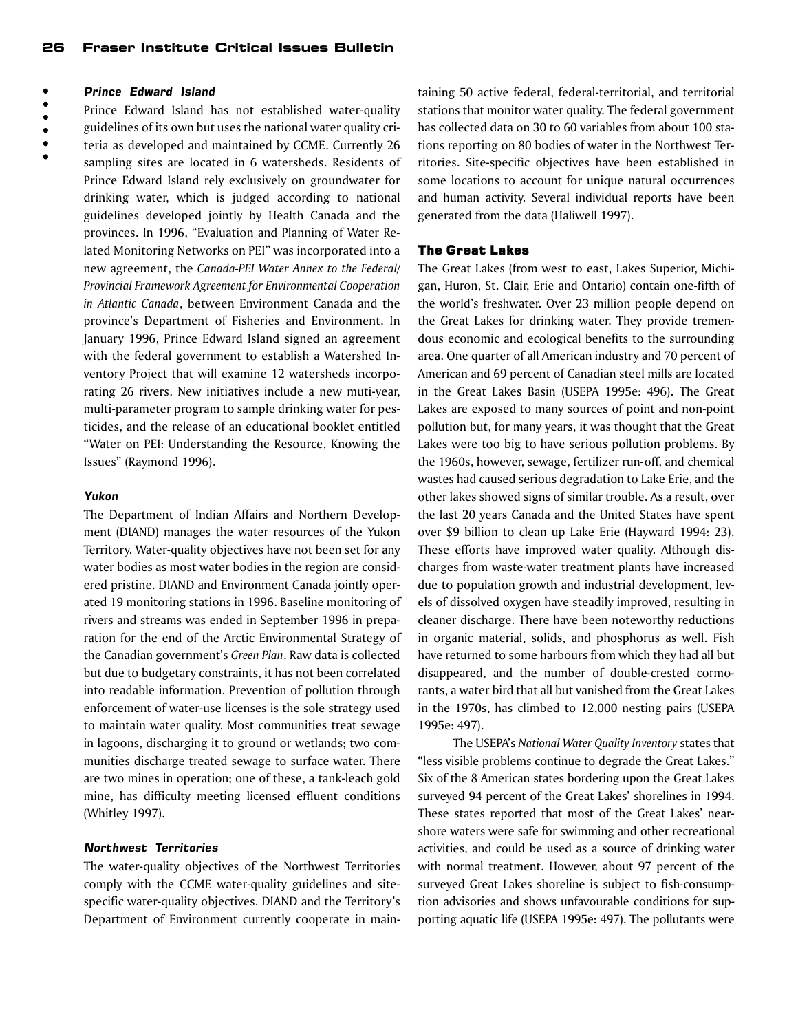### *Prince Edward Island*

Prince Edward Island has not established water-quality guidelines of its own but uses the national water quality criteria as developed and maintained by CCME. Currently 26 sampling sites are located in 6 watersheds. Residents of Prince Edward Island rely exclusively on groundwater for drinking water, which is judged according to national guidelines developed jointly by Health Canada and the provinces. In 1996, "Evaluation and Planning of Water Related Monitoring Networks on PEI" was incorporated into a new agreement, the *Canada-PEI Water Annex to the Federal/Provincial Framework Agreement for Environmental Cooperation in Atlantic Canada*, between Environment Canada and the province's Department of Fisheries and Environment. In January 1996, Prince Edward Island signed an agreement with the federal government to establish a Watershed Inventory Project that will examine 12 watersheds incorporating 26 rivers. New initiatives include a new muti-year, multi-parameter program to sample drinking water for pesticides, and the release of an educational booklet entitled "Water on PEI: Understanding the Resource, Knowing the Issues" (Raymond 1996).

### *Yukon*

The Department of Indian Affairs and Northern Development (DIAND) manages the water resources of the Yukon Territory. Water-quality objectives have not been set for any water bodies as most water bodies in the region are considered pristine. DIAND and Environment Canada jointly operated 19 monitoring stations in 1996. Baseline monitoring of rivers and streams was ended in September 1996 in preparation for the end of the Arctic Environmental Strategy of the Canadian government's *Green Plan*. Raw data is collected but due to budgetary constraints, it has not been correlated into readable information. Prevention of pollution through enforcement of water-use licenses is the sole strategy used to maintain water quality. Most communities treat sewage in lagoons, discharging it to ground or wetlands; two communities discharge treated sewage to surface water. There are two mines in operation; one of these, a tank-leach gold mine, has difficulty meeting licensed effluent conditions (Whitley 1997).

### *Northwest Territories*

The water-quality objectives of the Northwest Territories comply with the CCME water-quality guidelines and site-specific water-quality objectives. DIAND and the Territory's Department of Environment currently cooperate in maintaining 50 active federal, federal-territorial, and territorial stations that monitor water quality. The federal government has collected data on 30 to 60 variables from about 100 stations reporting on 80 bodies of water in the Northwest Territories. Site-specific objectives have been established in some locations to account for unique natural occurrences and human activity. Several individual reports have been generated from the data (Haliwell 1997).

## The Great Lakes

The Great Lakes (from west to east, Lakes Superior, Michigan, Huron, St. Clair, Erie and Ontario) contain one-fifth of the world's freshwater. Over 23 million people depend on the Great Lakes for drinking water. They provide tremendous economic and ecological benefits to the surrounding area. One quarter of all American industry and 70 percent of American and 69 percent of Canadian steel mills are located in the Great Lakes Basin (USEPA 1995e: 496). The Great Lakes are exposed to many sources of point and non-point pollution but, for many years, it was thought that the Great Lakes were too big to have serious pollution problems. By the 1960s, however, sewage, fertilizer run-off, and chemical wastes had caused serious degradation to Lake Erie, and the other lakes showed signs of similar trouble. As a result, over the last 20 years Canada and the United States have spent over $9 billion to clean up Lake Erie (Hayward 1994: 23). These efforts have improved water quality. Although discharges from waste-water treatment plants have increased due to population growth and industrial development, levels of dissolved oxygen have steadily improved, resulting in cleaner discharge. There have been noteworthy reductions in organic material, solids, and phosphorus as well. Fish have returned to some harbours from which they had all but disappeared, and the number of double-crested cormorants, a water bird that all but vanished from the Great Lakes in the 1970s, has climbed to 12,000 nesting pairs (USEPA 1995e: 497).

The USEPA's *National Water Quality Inventory* states that "less visible problems continue to degrade the Great Lakes." Six of the 8 American states bordering upon the Great Lakes surveyed 94 percent of the Great Lakes' shorelines in 1994. These states reported that most of the Great Lakes' near-shore waters were safe for swimming and other recreational activities, and could be used as a source of drinking water with normal treatment. However, about 97 percent of the surveyed Great Lakes shoreline is subject to fish-consumption advisories and shows unfavourable conditions for supporting aquatic life (USEPA 1995e: 497). The pollutants were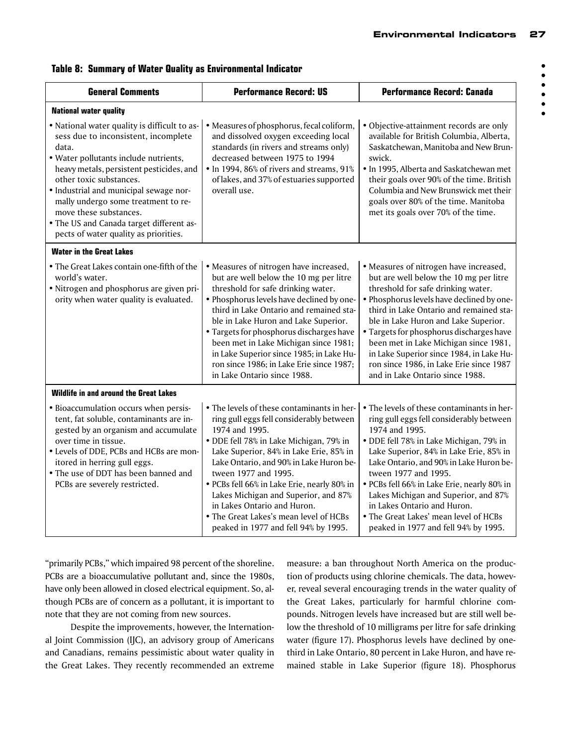**Table 8: Summary of Water Quality as Environmental Indicator**

| General Comments | Performance Record: US | Performance Record: Canada |
|---|---|---|
| **National water quality** | | |
| • National water quality is difficult to assess due to inconsistent, incomplete data.<br>• Water pollutants include nutrients, heavy metals, persistent pesticides, and other toxic substances.<br>• Industrial and municipal sewage normally undergo some treatment to remove these substances.<br>• The US and Canada target different aspects of water quality as priorities. | • Measures of phosphorus, fecal coliform, and dissolved oxygen exceeding local standards (in rivers and streams only) decreased between 1975 to 1994<br>• In 1994, 86% of rivers and streams, 91% of lakes, and 37% of estuaries supported overall use. | • Objective-attainment records are only available for British Columbia, Alberta, Saskatchewan, Manitoba and New Brunswick.<br>• In 1995, Alberta and Saskatchewan met their goals over 90% of the time. British Columbia and New Brunswick met their goals over 80% of the time. Manitoba met its goals over 70% of the time. |
| **Water in the Great Lakes** | | |
| • The Great Lakes contain one-fifth of the world's water.<br>• Nitrogen and phosphorus are given priority when water quality is evaluated. | • Measures of nitrogen have increased, but are well below the 10 mg per litre threshold for safe drinking water.<br>• Phosphorus levels have declined by one-third in Lake Ontario and remained stable in Lake Huron and Lake Superior.<br>• Targets for phosphorus discharges have been met in Lake Michigan since 1981; in Lake Superior since 1985; in Lake Huron since 1986; in Lake Erie since 1987; in Lake Ontario since 1988. | • Measures of nitrogen have increased, but are well below the 10 mg per litre threshold for safe drinking water.<br>• Phosphorus levels have declined by one-third in Lake Ontario and remained stable in Lake Huron and Lake Superior.<br>• Targets for phosphorus discharges have been met in Lake Michigan since 1981, in Lake Superior since 1984, in Lake Huron since 1986, in Lake Erie since 1987 and in Lake Ontario since 1988. |
| **Wildlife in and around the Great Lakes** | | |
| • Bioaccumulation occurs when persistent, fat soluble, contaminants are ingested by an organism and accumulate over time in tissue.<br>• Levels of DDE, PCBs and HCBs are monitored in herring gull eggs.<br>• The use of DDT has been banned and PCBs are severely restricted. | • The levels of these contaminants in herring gull eggs fell considerably between 1974 and 1995.<br>• DDE fell 78% in Lake Michigan, 79% in Lake Superior, 84% in Lake Erie, 85% in Lake Ontario, and 90% in Lake Huron between 1977 and 1995.<br>• PCBs fell 66% in Lake Erie, nearly 80% in Lakes Michigan and Superior, and 87% in Lakes Ontario and Huron.<br>• The Great Lakes's mean level of HCBs peaked in 1977 and fell 94% by 1995. | • The levels of these contaminants in herring gull eggs fell considerably between 1974 and 1995.<br>• DDE fell 78% in Lake Michigan, 79% in Lake Superior, 84% in Lake Erie, 85% in Lake Ontario, and 90% in Lake Huron between 1977 and 1995.<br>• PCBs fell 66% in Lake Erie, nearly 80% in Lakes Michigan and Superior, and 87% in Lakes Ontario and Huron.<br>• The Great Lakes' mean level of HCBs peaked in 1977 and fell 94% by 1995. |

"primarily PCBs," which impaired 98 percent of the shoreline. PCBs are a bioaccumulative pollutant and, since the 1980s, have only been allowed in closed electrical equipment. So, although PCBs are of concern as a pollutant, it is important to note that they are not coming from new sources.

Despite the improvements, however, the International Joint Commission (IJC), an advisory group of Americans and Canadians, remains pessimistic about water quality in the Great Lakes. They recently recommended an extreme measure: a ban throughout North America on the production of products using chlorine chemicals. The data, however, reveal several encouraging trends in the water quality of the Great Lakes, particularly for harmful chlorine compounds. Nitrogen levels have increased but are still well below the threshold of 10 milligrams per litre for safe drinking water (figure 17). Phosphorus levels have declined by one-third in Lake Ontario, 80 percent in Lake Huron, and have remained stable in Lake Superior (figure 18). Phosphorus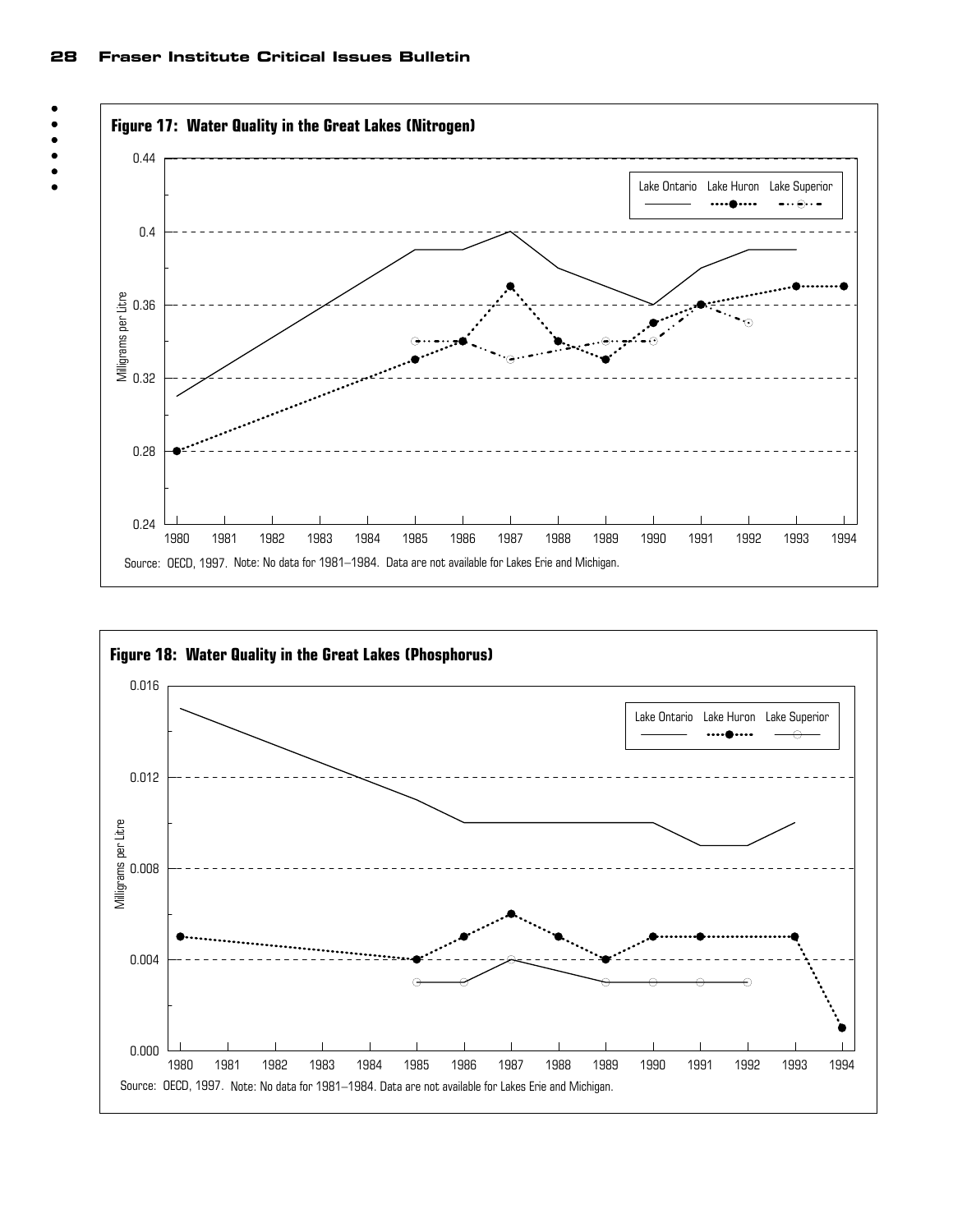**Figure 17: Water Quality in the Great Lakes (Nitrogen)**

Source: OECD, 1997. Note: No data for 1981–1984. Data are not available for Lakes Erie and Michigan.

**Figure 18: Water Quality in the Great Lakes (Phosphorus)**

Source: OECD, 1997. Note: No data for 1981–1984. Data are not available for Lakes Erie and Michigan.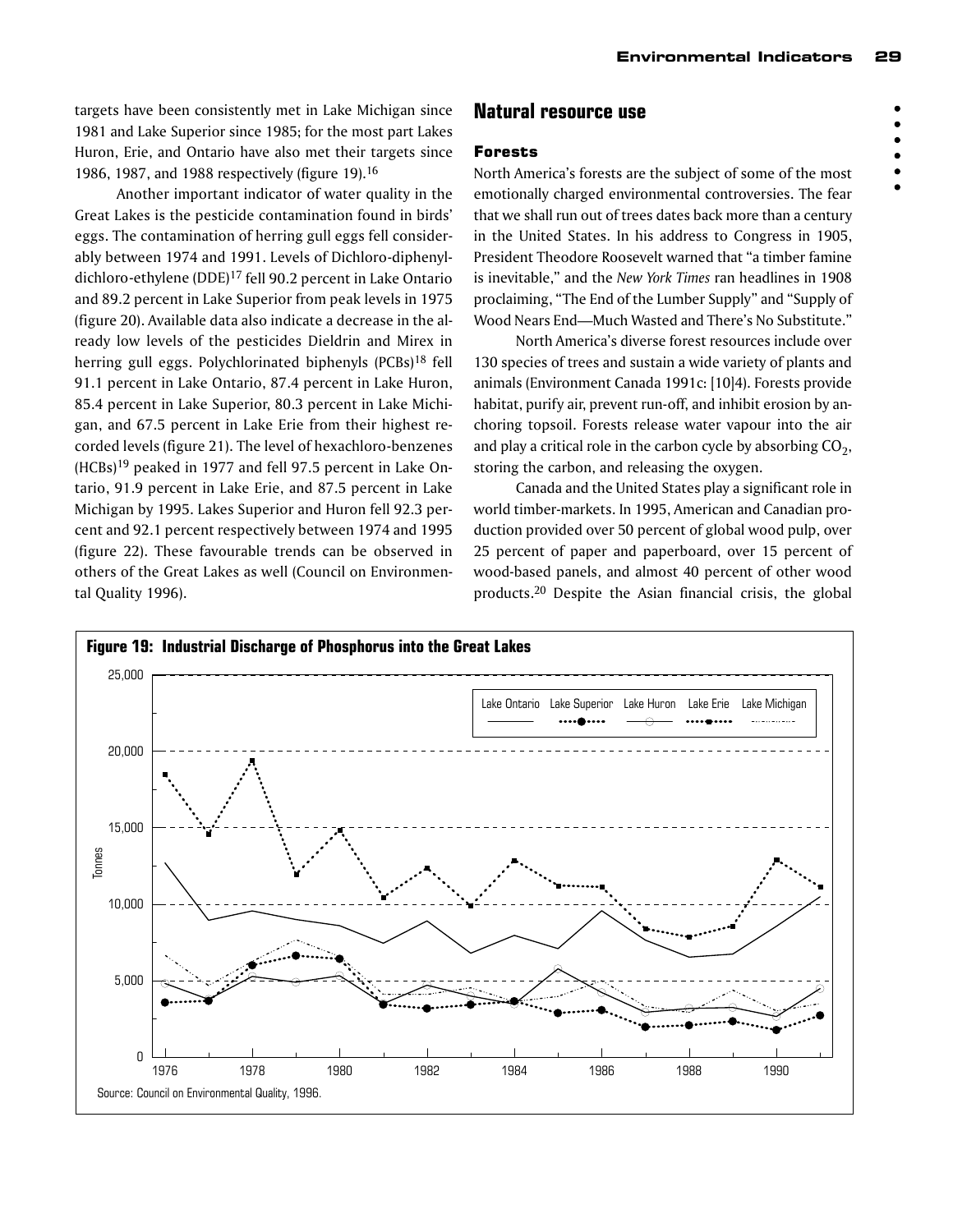targets have been consistently met in Lake Michigan since 1981 and Lake Superior since 1985; for the most part Lakes Huron, Erie, and Ontario have also met their targets since 1986, 1987, and 1988 respectively (figure 19).[16]

Another important indicator of water quality in the Great Lakes is the pesticide contamination found in birds' eggs. The contamination of herring gull eggs fell considerably between 1974 and 1991. Levels of Dichloro-diphenyl-dichloro-ethylene (DDE)[17] fell 90.2 percent in Lake Ontario and 89.2 percent in Lake Superior from peak levels in 1975 (figure 20). Available data also indicate a decrease in the already low levels of the pesticides Dieldrin and Mirex in herring gull eggs. Polychlorinated biphenyls (PCBs)[18] fell 91.1 percent in Lake Ontario, 87.4 percent in Lake Huron, 85.4 percent in Lake Superior, 80.3 percent in Lake Michigan, and 67.5 percent in Lake Erie from their highest recorded levels (figure 21). The level of hexachloro-benzenes (HCBs)[19] peaked in 1977 and fell 97.5 percent in Lake Ontario, 91.9 percent in Lake Erie, and 87.5 percent in Lake Michigan by 1995. Lakes Superior and Huron fell 92.3 percent and 92.1 percent respectively between 1974 and 1995 (figure 22). These favourable trends can be observed in others of the Great Lakes as well (Council on Environmental Quality 1996).

## Natural resource use

### Forests

North America's forests are the subject of some of the most emotionally charged environmental controversies. The fear that we shall run out of trees dates back more than a century in the United States. In his address to Congress in 1905, President Theodore Roosevelt warned that "a timber famine is inevitable," and the *New York Times* ran headlines in 1908 proclaiming, "The End of the Lumber Supply" and "Supply of Wood Nears End—Much Wasted and There's No Substitute."

North America's diverse forest resources include over 130 species of trees and sustain a wide variety of plants and animals (Environment Canada 1991c: [10|4). Forests provide habitat, purify air, prevent run-off, and inhibit erosion by anchoring topsoil. Forests release water vapour into the air and play a critical role in the carbon cycle by absorbing $CO_2$, storing the carbon, and releasing the oxygen.

Canada and the United States play a significant role in world timber-markets. In 1995, American and Canadian production provided over 50 percent of global wood pulp, over 25 percent of paper and paperboard, over 15 percent of wood-based panels, and almost 40 percent of other wood products.[20] Despite the Asian financial crisis, the global

**Figure 19: Industrial Discharge of Phosphorus into the Great Lakes**

Source: Council on Environmental Quality, 1996.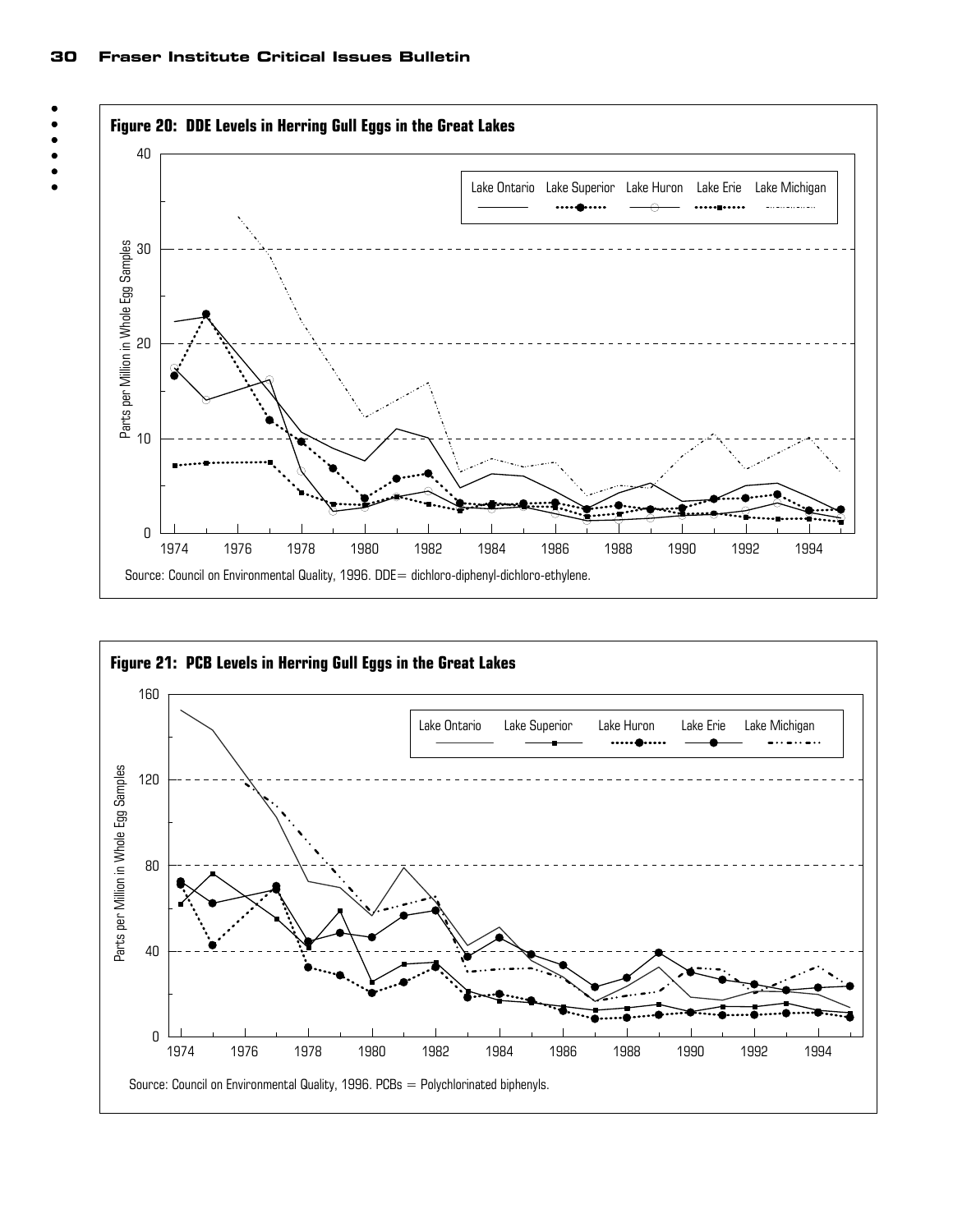**Figure 20: DDE Levels in Herring Gull Eggs in the Great Lakes**

Source: Council on Environmental Quality, 1996. DDE= dichloro-diphenyl-dichloro-ethylene.

**Figure 21: PCB Levels in Herring Gull Eggs in the Great Lakes**

Source: Council on Environmental Quality, 1996. PCBs = Polychlorinated biphenyls.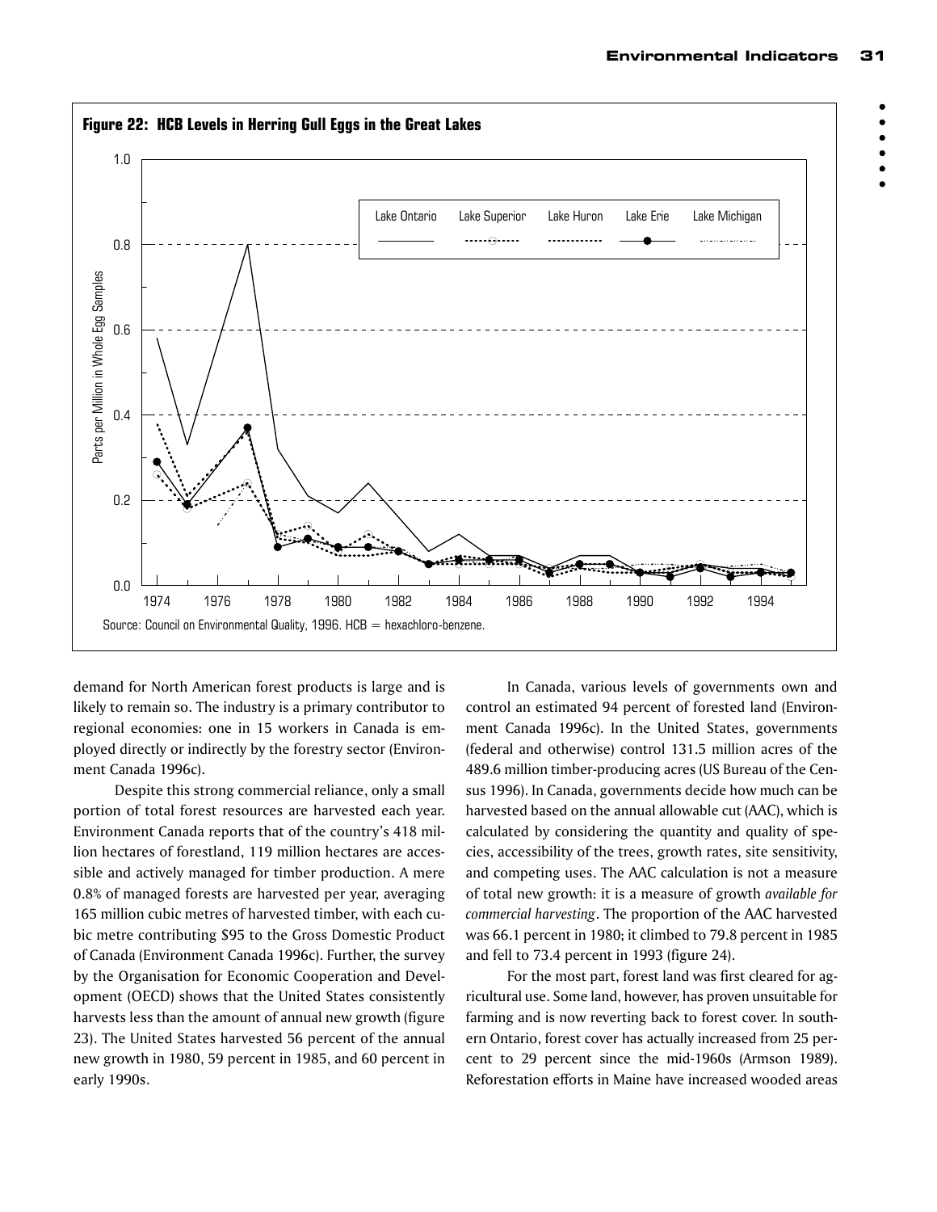**Figure 22: HCB Levels in Herring Gull Eggs in the Great Lakes**

Source: Council on Environmental Quality, 1996. HCB = hexachloro-benzene.

demand for North American forest products is large and is likely to remain so. The industry is a primary contributor to regional economies: one in 15 workers in Canada is employed directly or indirectly by the forestry sector (Environment Canada 1996c).

Despite this strong commercial reliance, only a small portion of total forest resources are harvested each year. Environment Canada reports that of the country's 418 million hectares of forestland, 119 million hectares are accessible and actively managed for timber production. A mere 0.8% of managed forests are harvested per year, averaging 165 million cubic metres of harvested timber, with each cubic metre contributing $95 to the Gross Domestic Product of Canada (Environment Canada 1996c). Further, the survey by the Organisation for Economic Cooperation and Development (OECD) shows that the United States consistently harvests less than the amount of annual new growth (figure 23). The United States harvested 56 percent of the annual new growth in 1980, 59 percent in 1985, and 60 percent in early 1990s.

In Canada, various levels of governments own and control an estimated 94 percent of forested land (Environment Canada 1996c). In the United States, governments (federal and otherwise) control 131.5 million acres of the 489.6 million timber-producing acres (US Bureau of the Census 1996). In Canada, governments decide how much can be harvested based on the annual allowable cut (AAC), which is calculated by considering the quantity and quality of species, accessibility of the trees, growth rates, site sensitivity, and competing uses. The AAC calculation is not a measure of total new growth: it is a measure of growth *available for commercial harvesting*. The proportion of the AAC harvested was 66.1 percent in 1980; it climbed to 79.8 percent in 1985 and fell to 73.4 percent in 1993 (figure 24).

For the most part, forest land was first cleared for agricultural use. Some land, however, has proven unsuitable for farming and is now reverting back to forest cover. In southern Ontario, forest cover has actually increased from 25 percent to 29 percent since the mid-1960s (Armson 1989). Reforestation efforts in Maine have increased wooded areas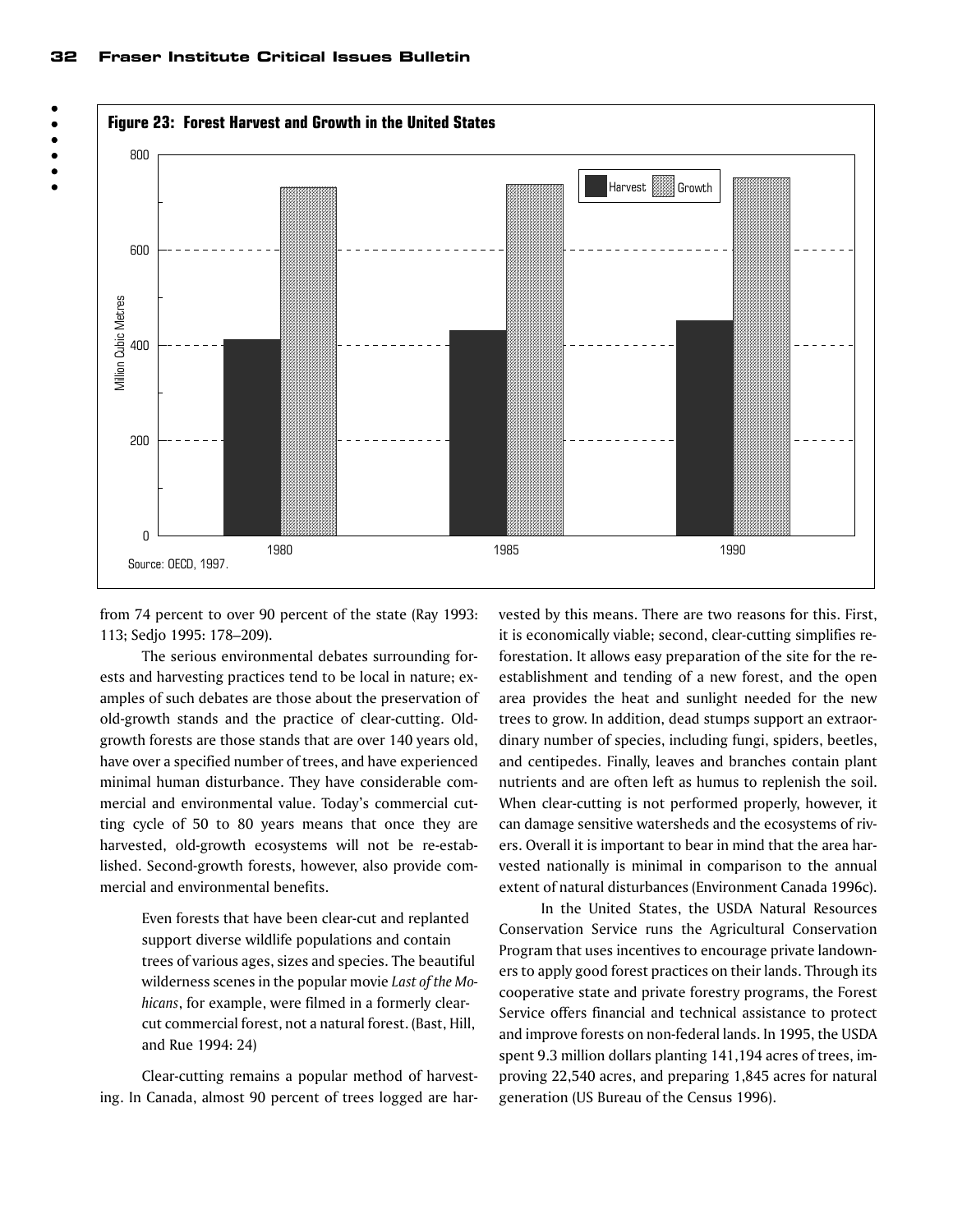**Figure 23: Forest Harvest and Growth in the United States**

Source: OECD, 1997.

from 74 percent to over 90 percent of the state (Ray 1993: 113; Sedjo 1995: 178–209).

The serious environmental debates surrounding forests and harvesting practices tend to be local in nature; examples of such debates are those about the preservation of old-growth stands and the practice of clear-cutting. Old-growth forests are those stands that are over 140 years old, have over a specified number of trees, and have experienced minimal human disturbance. They have considerable commercial and environmental value. Today's commercial cutting cycle of 50 to 80 years means that once they are harvested, old-growth ecosystems will not be re-established. Second-growth forests, however, also provide commercial and environmental benefits.

> Even forests that have been clear-cut and replanted support diverse wildlife populations and contain trees of various ages, sizes and species. The beautiful wilderness scenes in the popular movie *Last of the Mohicans*, for example, were filmed in a formerly clear-cut commercial forest, not a natural forest. (Bast, Hill, and Rue 1994: 24)

Clear-cutting remains a popular method of harvesting. In Canada, almost 90 percent of trees logged are harvested by this means. There are two reasons for this. First, it is economically viable; second, clear-cutting simplifies reforestation. It allows easy preparation of the site for the re-establishment and tending of a new forest, and the open area provides the heat and sunlight needed for the new trees to grow. In addition, dead stumps support an extraordinary number of species, including fungi, spiders, beetles, and centipedes. Finally, leaves and branches contain plant nutrients and are often left as humus to replenish the soil. When clear-cutting is not performed properly, however, it can damage sensitive watersheds and the ecosystems of rivers. Overall it is important to bear in mind that the area harvested nationally is minimal in comparison to the annual extent of natural disturbances (Environment Canada 1996c).

In the United States, the USDA Natural Resources Conservation Service runs the Agricultural Conservation Program that uses incentives to encourage private landowners to apply good forest practices on their lands. Through its cooperative state and private forestry programs, the Forest Service offers financial and technical assistance to protect and improve forests on non-federal lands. In 1995, the USDA spent 9.3 million dollars planting 141,194 acres of trees, improving 22,540 acres, and preparing 1,845 acres for natural generation (US Bureau of the Census 1996).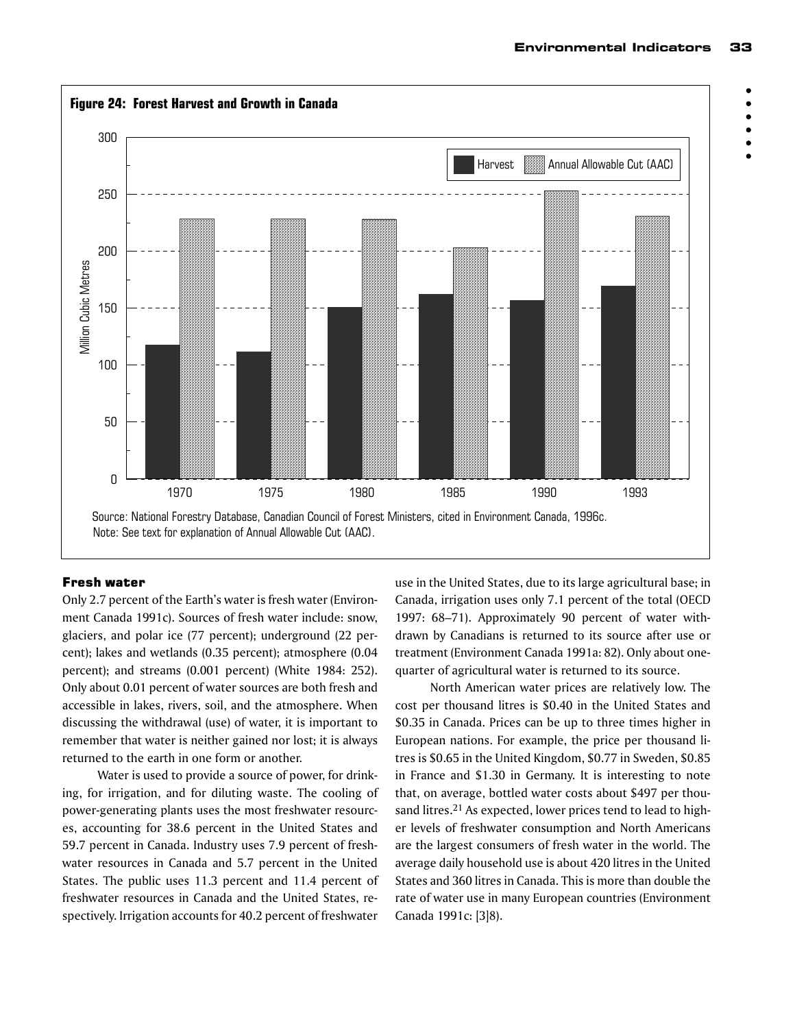**Figure 24: Forest Harvest and Growth in Canada**

Source: National Forestry Database, Canadian Council of Forest Ministers, cited in Environment Canada, 1996c.
Note: See text for explanation of Annual Allowable Cut (AAC).

### Fresh water

Only 2.7 percent of the Earth's water is fresh water (Environment Canada 1991c). Sources of fresh water include: snow, glaciers, and polar ice (77 percent); underground (22 percent); lakes and wetlands (0.35 percent); atmosphere (0.04 percent); and streams (0.001 percent) (White 1984: 252). Only about 0.01 percent of water sources are both fresh and accessible in lakes, rivers, soil, and the atmosphere. When discussing the withdrawal (use) of water, it is important to remember that water is neither gained nor lost; it is always returned to the earth in one form or another.

Water is used to provide a source of power, for drinking, for irrigation, and for diluting waste. The cooling of power-generating plants uses the most freshwater resources, accounting for 38.6 percent in the United States and 59.7 percent in Canada. Industry uses 7.9 percent of freshwater resources in Canada and 5.7 percent in the United States. The public uses 11.3 percent and 11.4 percent of freshwater resources in Canada and the United States, respectively. Irrigation accounts for 40.2 percent of freshwater use in the United States, due to its large agricultural base; in Canada, irrigation uses only 7.1 percent of the total (OECD 1997: 68–71). Approximately 90 percent of water withdrawn by Canadians is returned to its source after use or treatment (Environment Canada 1991a: 82). Only about one-quarter of agricultural water is returned to its source.

North American water prices are relatively low. The cost per thousand litres is $0.40 in the United States and $0.35 in Canada. Prices can be up to three times higher in European nations. For example, the price per thousand litres is $0.65 in the United Kingdom, $0.77 in Sweden, $0.85 in France and $1.30 in Germany. It is interesting to note that, on average, bottled water costs about $497 per thousand litres.[21] As expected, lower prices tend to lead to higher levels of freshwater consumption and North Americans are the largest consumers of fresh water in the world. The average daily household use is about 420 litres in the United States and 360 litres in Canada. This is more than double the rate of water use in many European countries (Environment Canada 1991c: [3]8).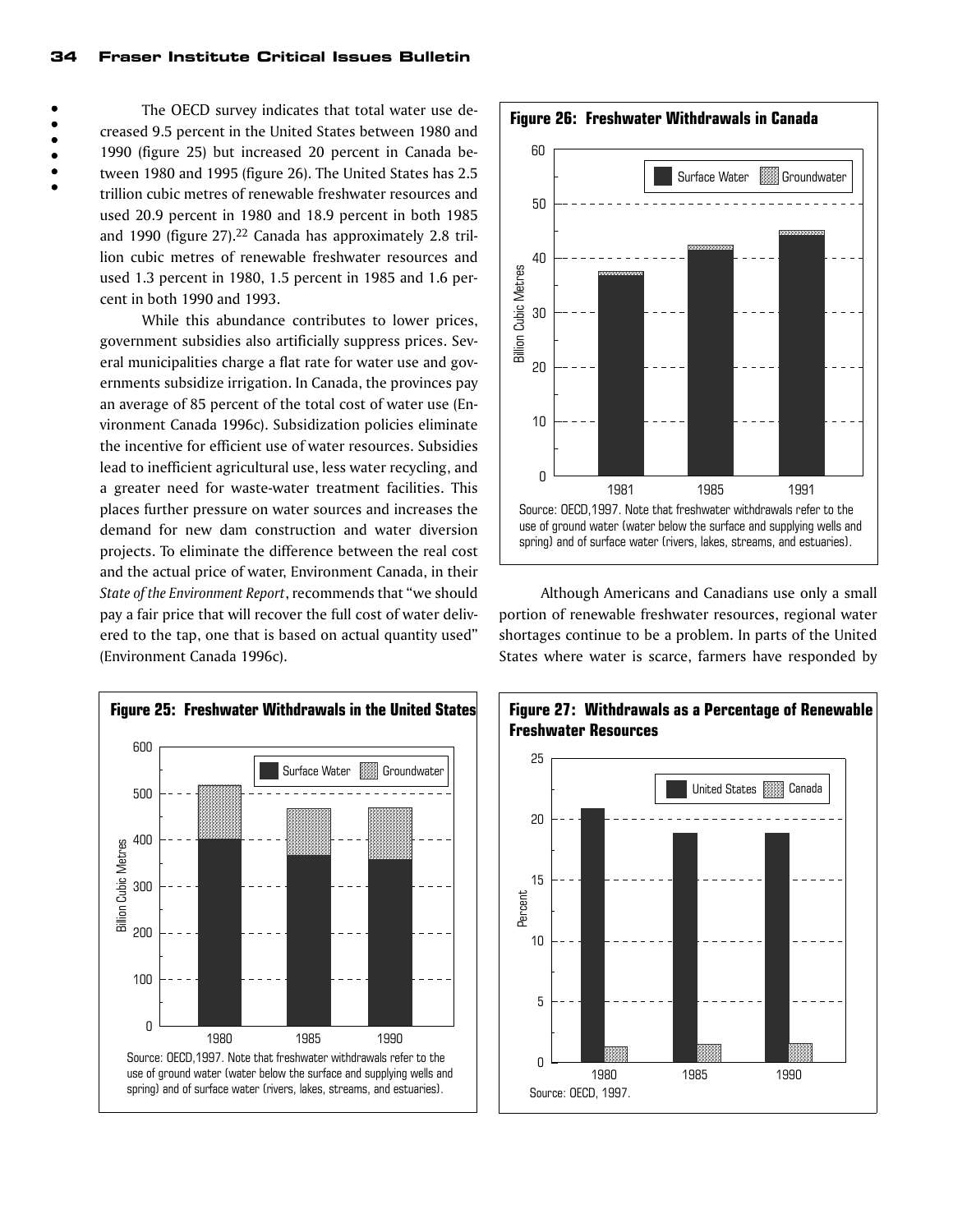The OECD survey indicates that total water use decreased 9.5 percent in the United States between 1980 and 1990 (figure 25) but increased 20 percent in Canada between 1980 and 1995 (figure 26). The United States has 2.5 trillion cubic metres of renewable freshwater resources and used 20.9 percent in 1980 and 18.9 percent in both 1985 and 1990 (figure 27).[22] Canada has approximately 2.8 trillion cubic metres of renewable freshwater resources and used 1.3 percent in 1980, 1.5 percent in 1985 and 1.6 percent in both 1990 and 1993.

While this abundance contributes to lower prices, government subsidies also artificially suppress prices. Several municipalities charge a flat rate for water use and governments subsidize irrigation. In Canada, the provinces pay an average of 85 percent of the total cost of water use (Environment Canada 1996c). Subsidization policies eliminate the incentive for efficient use of water resources. Subsidies lead to inefficient agricultural use, less water recycling, and a greater need for waste-water treatment facilities. This places further pressure on water sources and increases the demand for new dam construction and water diversion projects. To eliminate the difference between the real cost and the actual price of water, Environment Canada, in their *State of the Environment Report*, recommends that "we should pay a fair price that will recover the full cost of water delivered to the tap, one that is based on actual quantity used" (Environment Canada 1996c).

**Figure 26: Freshwater Withdrawals in Canada**

Source: OECD,1997. Note that freshwater withdrawals refer to the use of ground water (water below the surface and supplying wells and spring) and of surface water (rivers, lakes, streams, and estuaries).

Although Americans and Canadians use only a small portion of renewable freshwater resources, regional water shortages continue to be a problem. In parts of the United States where water is scarce, farmers have responded by

**Figure 25: Freshwater Withdrawals in the United States**

Source: OECD,1997. Note that freshwater withdrawals refer to the use of ground water (water below the surface and supplying wells and spring) and of surface water (rivers, lakes, streams, and estuaries).

**Figure 27: Withdrawals as a Percentage of Renewable Freshwater Resources**

Source: OECD, 1997.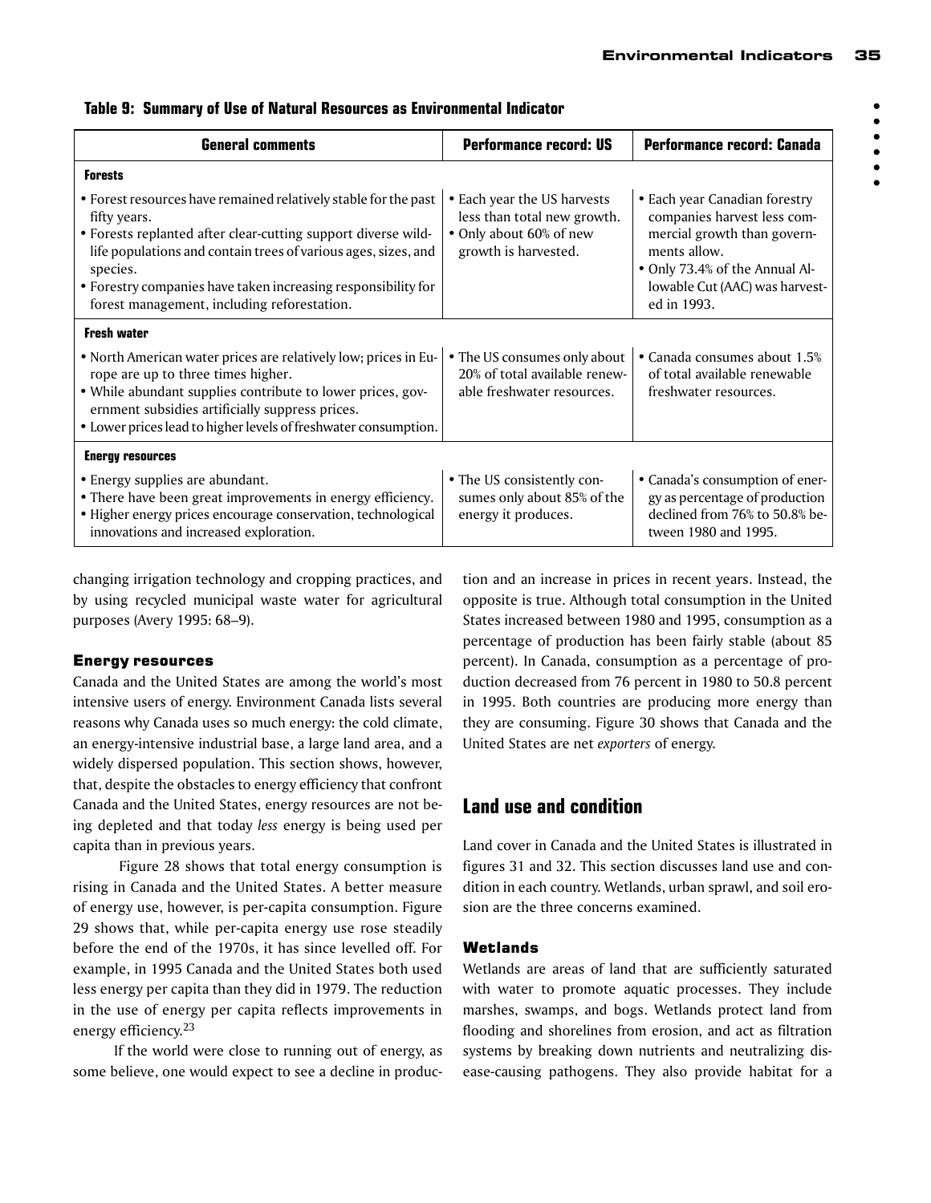**Table 9: Summary of Use of Natural Resources as Environmental Indicator**

| General comments | Performance record: US | Performance record: Canada |
|---|---|---|
| **Forests** | | |
| • Forest resources have remained relatively stable for the past fifty years.<br>• Forests replanted after clear-cutting support diverse wildlife populations and contain trees of various ages, sizes, and species.<br>• Forestry companies have taken increasing responsibility for forest management, including reforestation. | • Each year the US harvests less than total new growth.<br>• Only about 60% of new growth is harvested. | • Each year Canadian forestry companies harvest less commercial growth than governments allow.<br>• Only 73.4% of the Annual Allowable Cut (AAC) was harvested in 1993. |
| **Fresh water** | | |
| • North American water prices are relatively low; prices in Europe are up to three times higher.<br>• While abundant supplies contribute to lower prices, government subsidies artificially suppress prices.<br>• Lower prices lead to higher levels of freshwater consumption. | • The US consumes only about 20% of total available renewable freshwater resources. | • Canada consumes about 1.5% of total available renewable freshwater resources. |
| **Energy resources** | | |
| • Energy supplies are abundant.<br>• There have been great improvements in energy efficiency.<br>• Higher energy prices encourage conservation, technological innovations and increased exploration. | • The US consistently consumes only about 85% of the energy it produces. | • Canada's consumption of energy as percentage of production declined from 76% to 50.8% between 1980 and 1995. |

changing irrigation technology and cropping practices, and by using recycled municipal waste water for agricultural purposes (Avery 1995: 68–9).

### Energy resources

Canada and the United States are among the world's most intensive users of energy. Environment Canada lists several reasons why Canada uses so much energy: the cold climate, an energy-intensive industrial base, a large land area, and a widely dispersed population. This section shows, however, that, despite the obstacles to energy efficiency that confront Canada and the United States, energy resources are not being depleted and that today *less* energy is being used per capita than in previous years.

Figure 28 shows that total energy consumption is rising in Canada and the United States. A better measure of energy use, however, is per-capita consumption. Figure 29 shows that, while per-capita energy use rose steadily before the end of the 1970s, it has since levelled off. For example, in 1995 Canada and the United States both used less energy per capita than they did in 1979. The reduction in the use of energy per capita reflects improvements in energy efficiency.[23]

If the world were close to running out of energy, as some believe, one would expect to see a decline in production and an increase in prices in recent years. Instead, the opposite is true. Although total consumption in the United States increased between 1980 and 1995, consumption as a percentage of production has been fairly stable (about 85 percent). In Canada, consumption as a percentage of production decreased from 76 percent in 1980 to 50.8 percent in 1995. Both countries are producing more energy than they are consuming. Figure 30 shows that Canada and the United States are net *exporters* of energy.

## Land use and condition

Land cover in Canada and the United States is illustrated in figures 31 and 32. This section discusses land use and condition in each country. Wetlands, urban sprawl, and soil erosion are the three concerns examined.

### Wetlands

Wetlands are areas of land that are sufficiently saturated with water to promote aquatic processes. They include marshes, swamps, and bogs. Wetlands protect land from flooding and shorelines from erosion, and act as filtration systems by breaking down nutrients and neutralizing disease-causing pathogens. They also provide habitat for a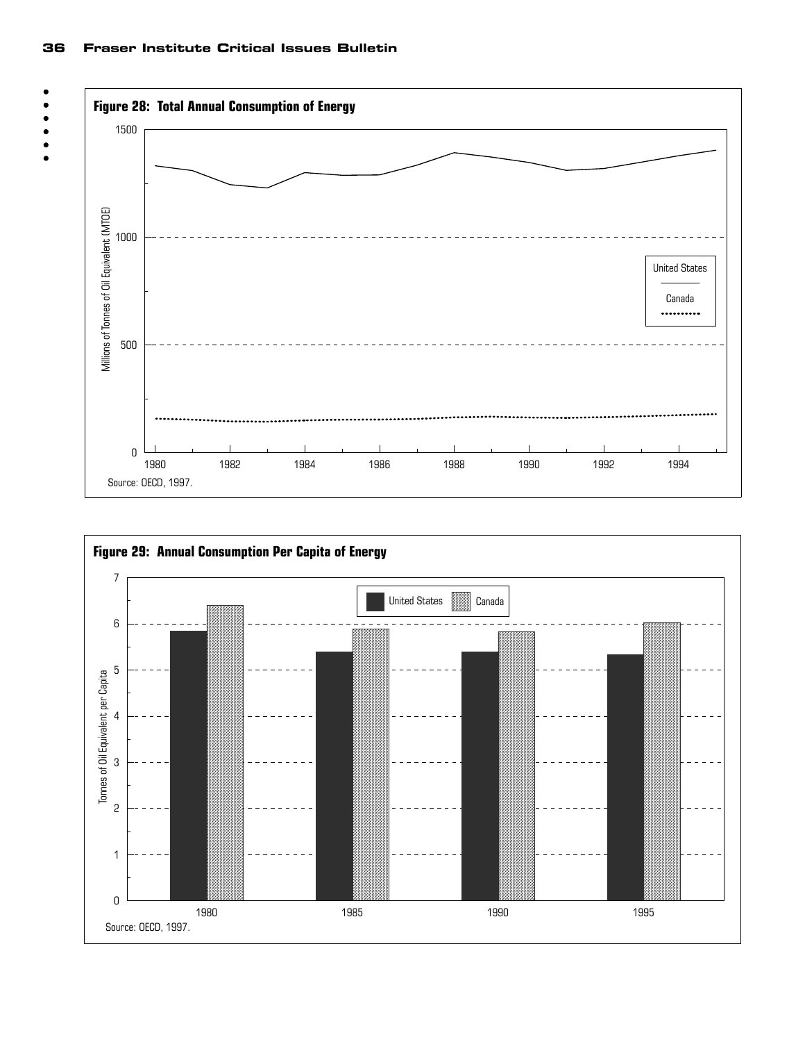**Figure 28: Total Annual Consumption of Energy**

Source: OECD, 1997.

**Figure 29: Annual Consumption Per Capita of Energy**

Source: OECD, 1997.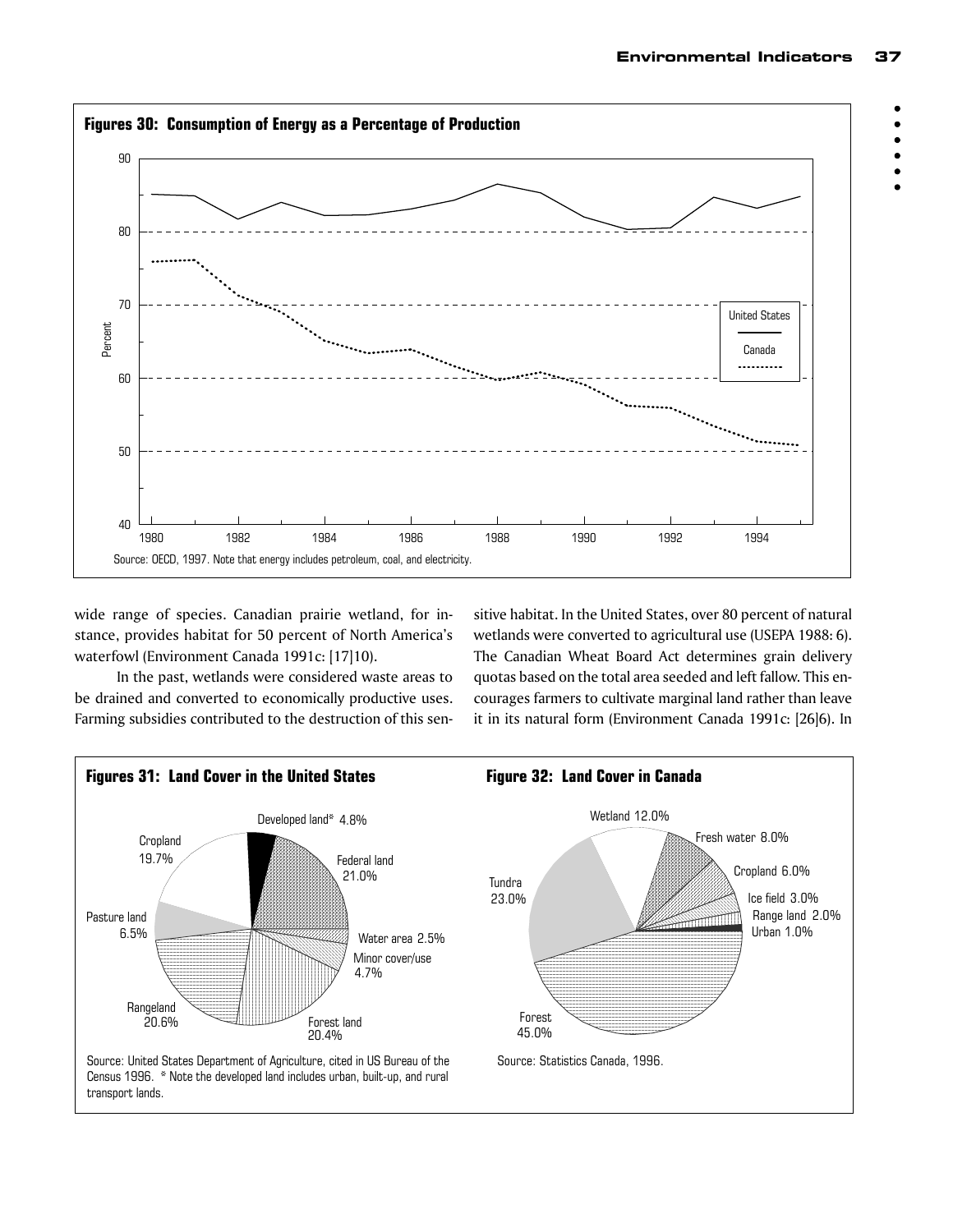**Figures 30: Consumption of Energy as a Percentage of Production**

Source: OECD, 1997. Note that energy includes petroleum, coal, and electricity.

wide range of species. Canadian prairie wetland, for instance, provides habitat for 50 percent of North America's waterfowl (Environment Canada 1991c: [17]10).

In the past, wetlands were considered waste areas to be drained and converted to economically productive uses. Farming subsidies contributed to the destruction of this sensitive habitat. In the United States, over 80 percent of natural wetlands were converted to agricultural use (USEPA 1988: 6). The Canadian Wheat Board Act determines grain delivery quotas based on the total area seeded and left fallow. This encourages farmers to cultivate marginal land rather than leave it in its natural form (Environment Canada 1991c: [26]6). In

**Figures 31: Land Cover in the United States**

Source: United States Department of Agriculture, cited in US Bureau of the Census 1996. * Note the developed land includes urban, built-up, and rural transport lands.

**Figure 32: Land Cover in Canada**

Source: Statistics Canada, 1996.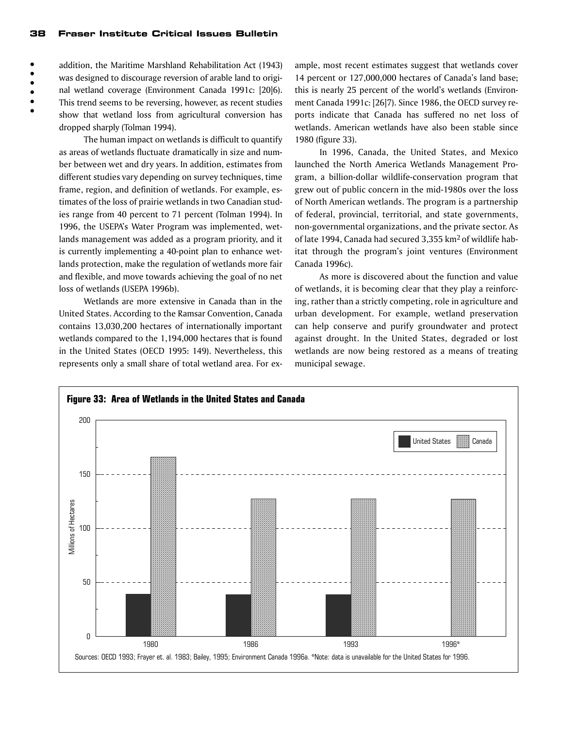addition, the Maritime Marshland Rehabilitation Act (1943) was designed to discourage reversion of arable land to original wetland coverage (Environment Canada 1991c: [20]6). This trend seems to be reversing, however, as recent studies show that wetland loss from agricultural conversion has dropped sharply (Tolman 1994).

The human impact on wetlands is difficult to quantify as areas of wetlands fluctuate dramatically in size and number between wet and dry years. In addition, estimates from different studies vary depending on survey techniques, time frame, region, and definition of wetlands. For example, estimates of the loss of prairie wetlands in two Canadian studies range from 40 percent to 71 percent (Tolman 1994). In 1996, the USEPA's Water Program was implemented, wetlands management was added as a program priority, and it is currently implementing a 40-point plan to enhance wetlands protection, make the regulation of wetlands more fair and flexible, and move towards achieving the goal of no net loss of wetlands (USEPA 1996b).

Wetlands are more extensive in Canada than in the United States. According to the Ramsar Convention, Canada contains 13,030,200 hectares of internationally important wetlands compared to the 1,194,000 hectares that is found in the United States (OECD 1995: 149). Nevertheless, this represents only a small share of total wetland area. For example, most recent estimates suggest that wetlands cover 14 percent or 127,000,000 hectares of Canada's land base; this is nearly 25 percent of the world's wetlands (Environment Canada 1991c: [26]7). Since 1986, the OECD survey reports indicate that Canada has suffered no net loss of wetlands. American wetlands have also been stable since 1980 (figure 33).

In 1996, Canada, the United States, and Mexico launched the North America Wetlands Management Program, a billion-dollar wildlife-conservation program that grew out of public concern in the mid-1980s over the loss of North American wetlands. The program is a partnership of federal, provincial, territorial, and state governments, non-governmental organizations, and the private sector. As of late 1994, Canada had secured 3,355 km$^2$ of wildlife habitat through the program's joint ventures (Environment Canada 1996c).

As more is discovered about the function and value of wetlands, it is becoming clear that they play a reinforcing, rather than a strictly competing, role in agriculture and urban development. For example, wetland preservation can help conserve and purify groundwater and protect against drought. In the United States, degraded or lost wetlands are now being restored as a means of treating municipal sewage.

**Figure 33: Area of Wetlands in the United States and Canada**

Sources: OECD 1993; Frayer et. al. 1983; Bailey, 1995; Environment Canada 1996a. *Note: data is unavailable for the United States for 1996.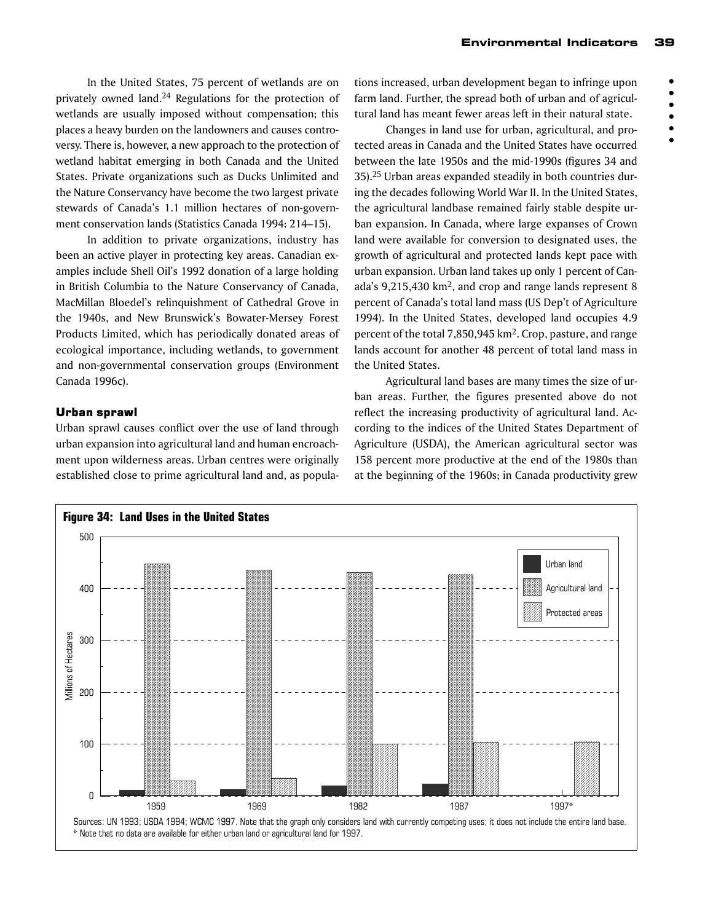In the United States, 75 percent of wetlands are on privately owned land.[24] Regulations for the protection of wetlands are usually imposed without compensation; this places a heavy burden on the landowners and causes controversy. There is, however, a new approach to the protection of wetland habitat emerging in both Canada and the United States. Private organizations such as Ducks Unlimited and the Nature Conservancy have become the two largest private stewards of Canada's 1.1 million hectares of non-government conservation lands (Statistics Canada 1994: 214–15).

In addition to private organizations, industry has been an active player in protecting key areas. Canadian examples include Shell Oil's 1992 donation of a large holding in British Columbia to the Nature Conservancy of Canada, MacMillan Bloedel's relinquishment of Cathedral Grove in the 1940s, and New Brunswick's Bowater-Mersey Forest Products Limited, which has periodically donated areas of ecological importance, including wetlands, to government and non-governmental conservation groups (Environment Canada 1996c).

### Urban sprawl

Urban sprawl causes conflict over the use of land through urban expansion into agricultural land and human encroachment upon wilderness areas. Urban centres were originally established close to prime agricultural land and, as populations increased, urban development began to infringe upon farm land. Further, the spread both of urban and of agricultural land has meant fewer areas left in their natural state.

Changes in land use for urban, agricultural, and protected areas in Canada and the United States have occurred between the late 1950s and the mid-1990s (figures 34 and 35).[25] Urban areas expanded steadily in both countries during the decades following World War II. In the United States, the agricultural landbase remained fairly stable despite urban expansion. In Canada, where large expanses of Crown land were available for conversion to designated uses, the growth of agricultural and protected lands kept pace with urban expansion. Urban land takes up only 1 percent of Canada's 9,215,430 km$^2$, and crop and range lands represent 8 percent of Canada's total land mass (US Dep't of Agriculture 1994). In the United States, developed land occupies 4.9 percent of the total 7,850,945 km$^2$. Crop, pasture, and range lands account for another 48 percent of total land mass in the United States.

Agricultural land bases are many times the size of urban areas. Further, the figures presented above do not reflect the increasing productivity of agricultural land. According to the indices of the United States Department of Agriculture (USDA), the American agricultural sector was 158 percent more productive at the end of the 1980s than at the beginning of the 1960s; in Canada productivity grew

**Figure 34: Land Uses in the United States**

Sources: UN 1993; USDA 1994; WCMC 1997. Note that the graph only considers land with currently competing uses; it does not include the entire land base.
* Note that no data are available for either urban land or agricultural land for 1997.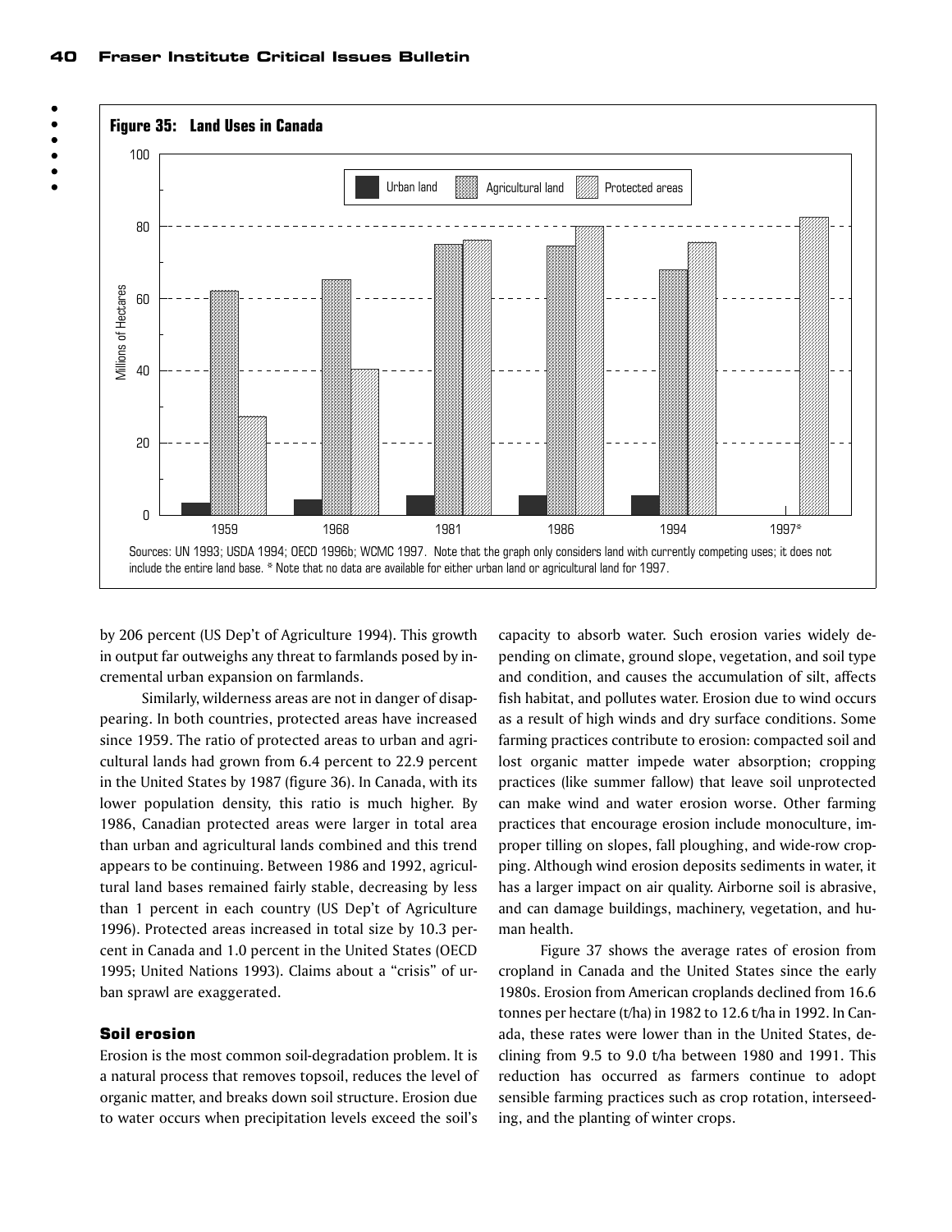**Figure 35: Land Uses in Canada**

Sources: UN 1993; USDA 1994; OECD 1996b; WCMC 1997. Note that the graph only considers land with currently competing uses; it does not include the entire land base. * Note that no data are available for either urban land or agricultural land for 1997.

by 206 percent (US Dep't of Agriculture 1994). This growth in output far outweighs any threat to farmlands posed by incremental urban expansion on farmlands.

Similarly, wilderness areas are not in danger of disappearing. In both countries, protected areas have increased since 1959. The ratio of protected areas to urban and agricultural lands had grown from 6.4 percent to 22.9 percent in the United States by 1987 (figure 36). In Canada, with its lower population density, this ratio is much higher. By 1986, Canadian protected areas were larger in total area than urban and agricultural lands combined and this trend appears to be continuing. Between 1986 and 1992, agricultural land bases remained fairly stable, decreasing by less than 1 percent in each country (US Dep't of Agriculture 1996). Protected areas increased in total size by 10.3 percent in Canada and 1.0 percent in the United States (OECD 1995; United Nations 1993). Claims about a "crisis" of urban sprawl are exaggerated.

### Soil erosion

Erosion is the most common soil-degradation problem. It is a natural process that removes topsoil, reduces the level of organic matter, and breaks down soil structure. Erosion due to water occurs when precipitation levels exceed the soil's capacity to absorb water. Such erosion varies widely depending on climate, ground slope, vegetation, and soil type and condition, and causes the accumulation of silt, affects fish habitat, and pollutes water. Erosion due to wind occurs as a result of high winds and dry surface conditions. Some farming practices contribute to erosion: compacted soil and lost organic matter impede water absorption; cropping practices (like summer fallow) that leave soil unprotected can make wind and water erosion worse. Other farming practices that encourage erosion include monoculture, improper tilling on slopes, fall ploughing, and wide-row cropping. Although wind erosion deposits sediments in water, it has a larger impact on air quality. Airborne soil is abrasive, and can damage buildings, machinery, vegetation, and human health.

Figure 37 shows the average rates of erosion from cropland in Canada and the United States since the early 1980s. Erosion from American croplands declined from 16.6 tonnes per hectare (t/ha) in 1982 to 12.6 t/ha in 1992. In Canada, these rates were lower than in the United States, declining from 9.5 to 9.0 t/ha between 1980 and 1991. This reduction has occurred as farmers continue to adopt sensible farming practices such as crop rotation, interseeding, and the planting of winter crops.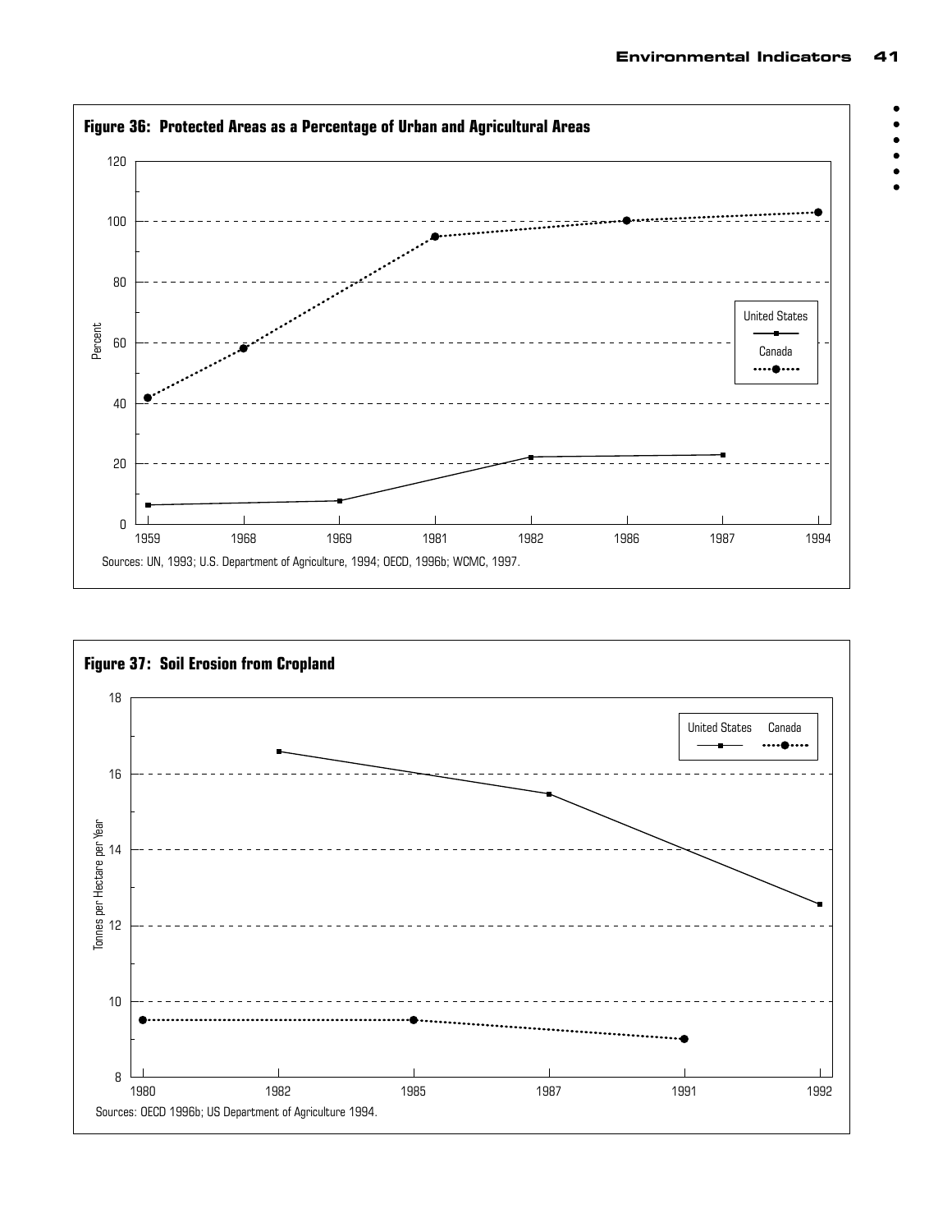**Figure 36: Protected Areas as a Percentage of Urban and Agricultural Areas**

Sources: UN, 1993; U.S. Department of Agriculture, 1994; OECD, 1996b; WCMC, 1997.

**Figure 37: Soil Erosion from Cropland**

Sources: OECD 1996b; US Department of Agriculture 1994.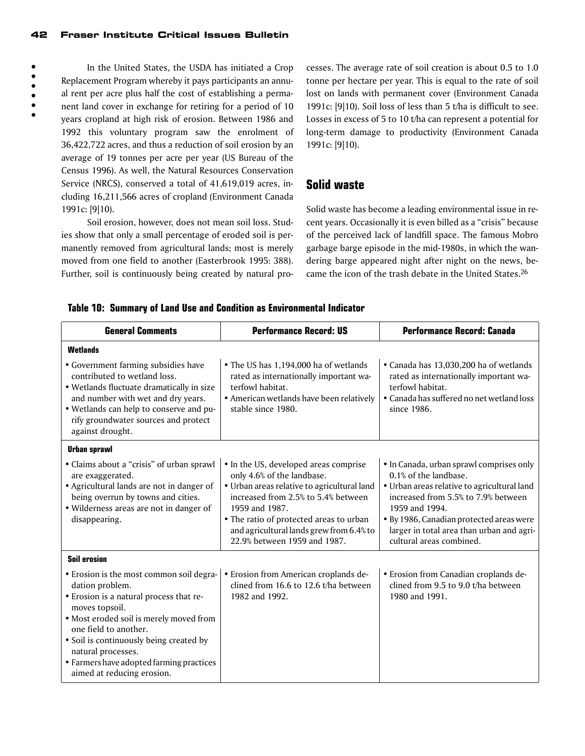In the United States, the USDA has initiated a Crop Replacement Program whereby it pays participants an annual rent per acre plus half the cost of establishing a permanent land cover in exchange for retiring for a period of 10 years cropland at high risk of erosion. Between 1986 and 1992 this voluntary program saw the enrolment of 36,422,722 acres, and thus a reduction of soil erosion by an average of 19 tonnes per acre per year (US Bureau of the Census 1996). As well, the Natural Resources Conservation Service (NRCS), conserved a total of 41,619,019 acres, including 16,211,566 acres of cropland (Environment Canada 1991c: [9]10).

Soil erosion, however, does not mean soil loss. Studies show that only a small percentage of eroded soil is permanently removed from agricultural lands; most is merely moved from one field to another (Easterbrook 1995: 388). Further, soil is continuously being created by natural processes. The average rate of soil creation is about 0.5 to 1.0 tonne per hectare per year. This is equal to the rate of soil lost on lands with permanent cover (Environment Canada 1991c: [9]10). Soil loss of less than 5 t/ha is difficult to see. Losses in excess of 5 to 10 t/ha can represent a potential for long-term damage to productivity (Environment Canada 1991c: [9]10).

## Solid waste

Solid waste has become a leading environmental issue in recent years. Occasionally it is even billed as a "crisis" because of the perceived lack of landfill space. The famous Mobro garbage barge episode in the mid-1980s, in which the wandering barge appeared night after night on the news, became the icon of the trash debate in the United States.[26]

**Table 10: Summary of Land Use and Condition as Environmental Indicator**

| General Comments | Performance Record: US | Performance Record: Canada |
|---|---|---|
| **Wetlands** | | |
| • Government farming subsidies have contributed to wetland loss.<br>• Wetlands fluctuate dramatically in size and number with wet and dry years.<br>• Wetlands can help to conserve and purify groundwater sources and protect against drought. | • The US has 1,194,000 ha of wetlands rated as internationally important waterfowl habitat.<br>• American wetlands have been relatively stable since 1980. | • Canada has 13,030,200 ha of wetlands rated as internationally important waterfowl habitat.<br>• Canada has suffered no net wetland loss since 1986. |
| **Urban sprawl** | | |
| • Claims about a "crisis" of urban sprawl are exaggerated.<br>• Agricultural lands are not in danger of being overrun by towns and cities.<br>• Wilderness areas are not in danger of disappearing. | • In the US, developed areas comprise only 4.6% of the landbase.<br>• Urban areas relative to agricultural land increased from 2.5% to 5.4% between 1959 and 1987.<br>• The ratio of protected areas to urban and agricultural lands grew from 6.4% to 22.9% between 1959 and 1987. | • In Canada, urban sprawl comprises only 0.1% of the landbase.<br>• Urban areas relative to agricultural land increased from 5.5% to 7.9% between 1959 and 1994.<br>• By 1986, Canadian protected areas were larger in total area than urban and agricultural areas combined. |
| **Soil erosion** | | |
| • Erosion is the most common soil degradation problem.<br>• Erosion is a natural process that removes topsoil.<br>• Most eroded soil is merely moved from one field to another.<br>• Soil is continuously being created by natural processes.<br>• Farmers have adopted farming practices aimed at reducing erosion. | • Erosion from American croplands declined from 16.6 to 12.6 t/ha between 1982 and 1992. | • Erosion from Canadian croplands declined from 9.5 to 9.0 t/ha between 1980 and 1991. |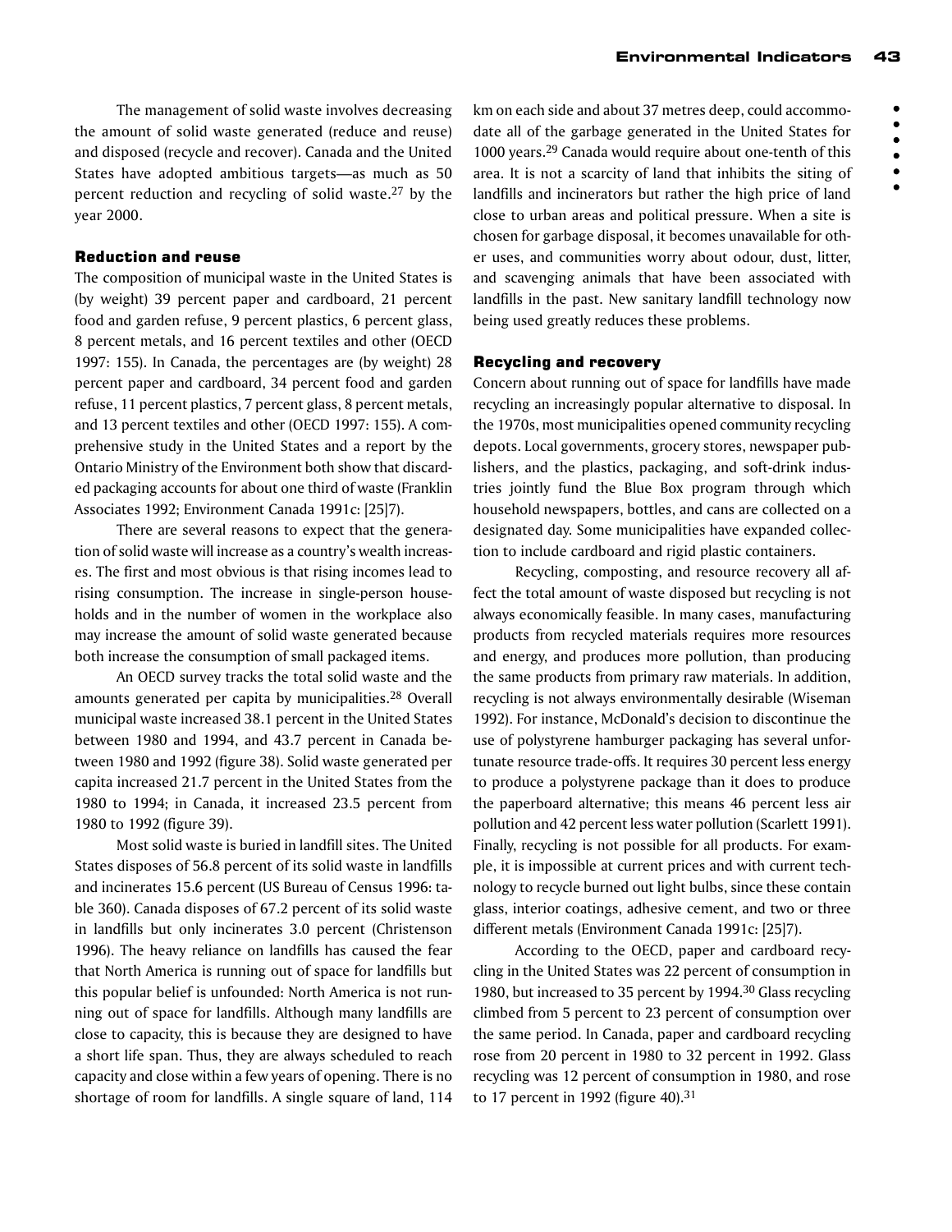The management of solid waste involves decreasing the amount of solid waste generated (reduce and reuse) and disposed (recycle and recover). Canada and the United States have adopted ambitious targets—as much as 50 percent reduction and recycling of solid waste.[27] by the year 2000.

### Reduction and reuse

The composition of municipal waste in the United States is (by weight) 39 percent paper and cardboard, 21 percent food and garden refuse, 9 percent plastics, 6 percent glass, 8 percent metals, and 16 percent textiles and other (OECD 1997: 155). In Canada, the percentages are (by weight) 28 percent paper and cardboard, 34 percent food and garden refuse, 11 percent plastics, 7 percent glass, 8 percent metals, and 13 percent textiles and other (OECD 1997: 155). A comprehensive study in the United States and a report by the Ontario Ministry of the Environment both show that discarded packaging accounts for about one third of waste (Franklin Associates 1992; Environment Canada 1991c: [25]7).

There are several reasons to expect that the generation of solid waste will increase as a country's wealth increases. The first and most obvious is that rising incomes lead to rising consumption. The increase in single-person households and in the number of women in the workplace also may increase the amount of solid waste generated because both increase the consumption of small packaged items.

An OECD survey tracks the total solid waste and the amounts generated per capita by municipalities.[28] Overall municipal waste increased 38.1 percent in the United States between 1980 and 1994, and 43.7 percent in Canada between 1980 and 1992 (figure 38). Solid waste generated per capita increased 21.7 percent in the United States from the 1980 to 1994; in Canada, it increased 23.5 percent from 1980 to 1992 (figure 39).

Most solid waste is buried in landfill sites. The United States disposes of 56.8 percent of its solid waste in landfills and incinerates 15.6 percent (US Bureau of Census 1996: table 360). Canada disposes of 67.2 percent of its solid waste in landfills but only incinerates 3.0 percent (Christenson 1996). The heavy reliance on landfills has caused the fear that North America is running out of space for landfills but this popular belief is unfounded: North America is not running out of space for landfills. Although many landfills are close to capacity, this is because they are designed to have a short life span. Thus, they are always scheduled to reach capacity and close within a few years of opening. There is no shortage of room for landfills. A single square of land, 114 km on each side and about 37 metres deep, could accommodate all of the garbage generated in the United States for 1000 years.[29] Canada would require about one-tenth of this area. It is not a scarcity of land that inhibits the siting of landfills and incinerators but rather the high price of land close to urban areas and political pressure. When a site is chosen for garbage disposal, it becomes unavailable for other uses, and communities worry about odour, dust, litter, and scavenging animals that have been associated with landfills in the past. New sanitary landfill technology now being used greatly reduces these problems.

### Recycling and recovery

Concern about running out of space for landfills have made recycling an increasingly popular alternative to disposal. In the 1970s, most municipalities opened community recycling depots. Local governments, grocery stores, newspaper publishers, and the plastics, packaging, and soft-drink industries jointly fund the Blue Box program through which household newspapers, bottles, and cans are collected on a designated day. Some municipalities have expanded collection to include cardboard and rigid plastic containers.

Recycling, composting, and resource recovery all affect the total amount of waste disposed but recycling is not always economically feasible. In many cases, manufacturing products from recycled materials requires more resources and energy, and produces more pollution, than producing the same products from primary raw materials. In addition, recycling is not always environmentally desirable (Wiseman 1992). For instance, McDonald's decision to discontinue the use of polystyrene hamburger packaging has several unfortunate resource trade-offs. It requires 30 percent less energy to produce a polystyrene package than it does to produce the paperboard alternative; this means 46 percent less air pollution and 42 percent less water pollution (Scarlett 1991). Finally, recycling is not possible for all products. For example, it is impossible at current prices and with current technology to recycle burned out light bulbs, since these contain glass, interior coatings, adhesive cement, and two or three different metals (Environment Canada 1991c: [25]7).

According to the OECD, paper and cardboard recycling in the United States was 22 percent of consumption in 1980, but increased to 35 percent by 1994.[30] Glass recycling climbed from 5 percent to 23 percent of consumption over the same period. In Canada, paper and cardboard recycling rose from 20 percent in 1980 to 32 percent in 1992. Glass recycling was 12 percent of consumption in 1980, and rose to 17 percent in 1992 (figure 40).[31]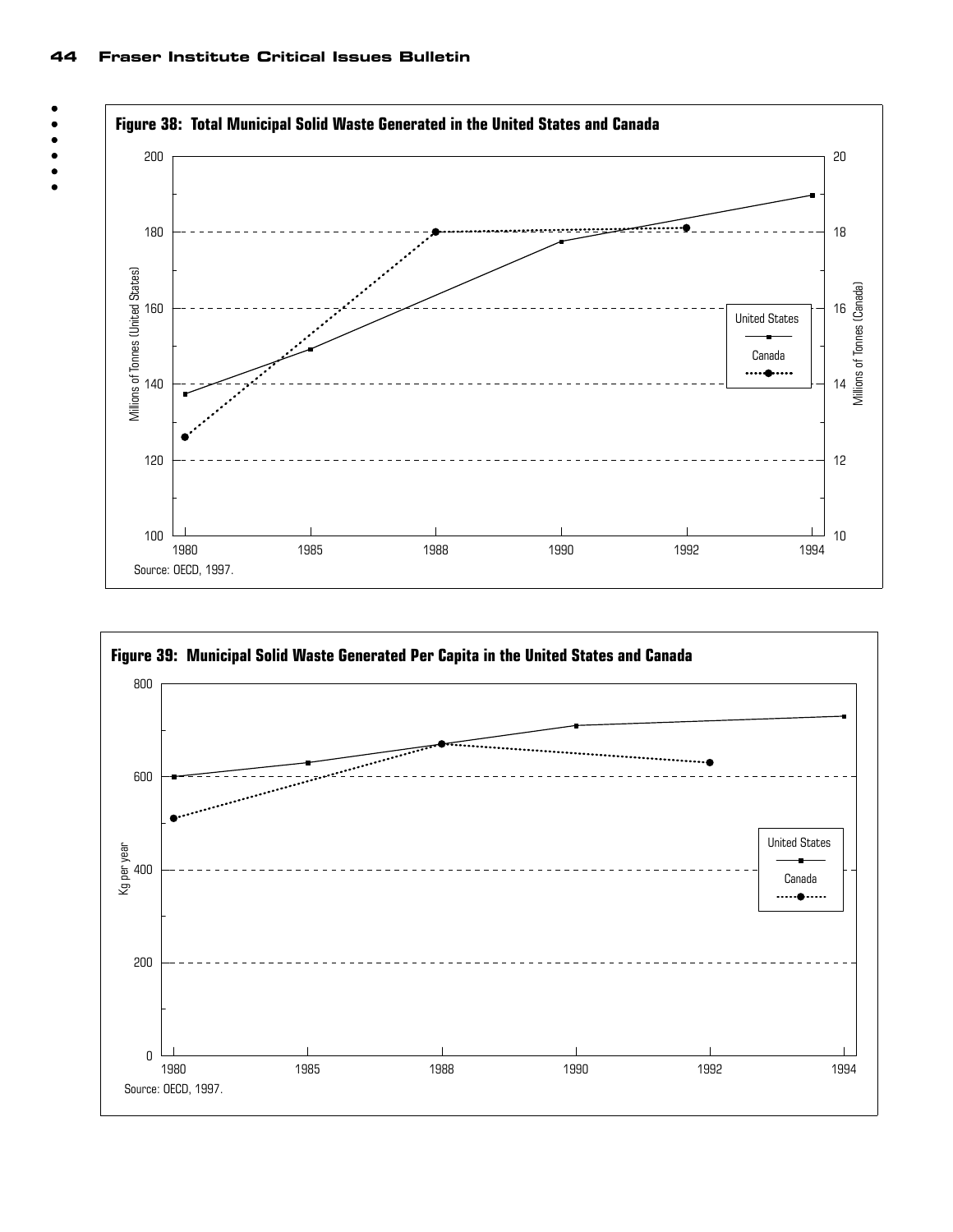**Figure 38: Total Municipal Solid Waste Generated in the United States and Canada**

Source: OECD, 1997.

**Figure 39: Municipal Solid Waste Generated Per Capita in the United States and Canada**

Source: OECD, 1997.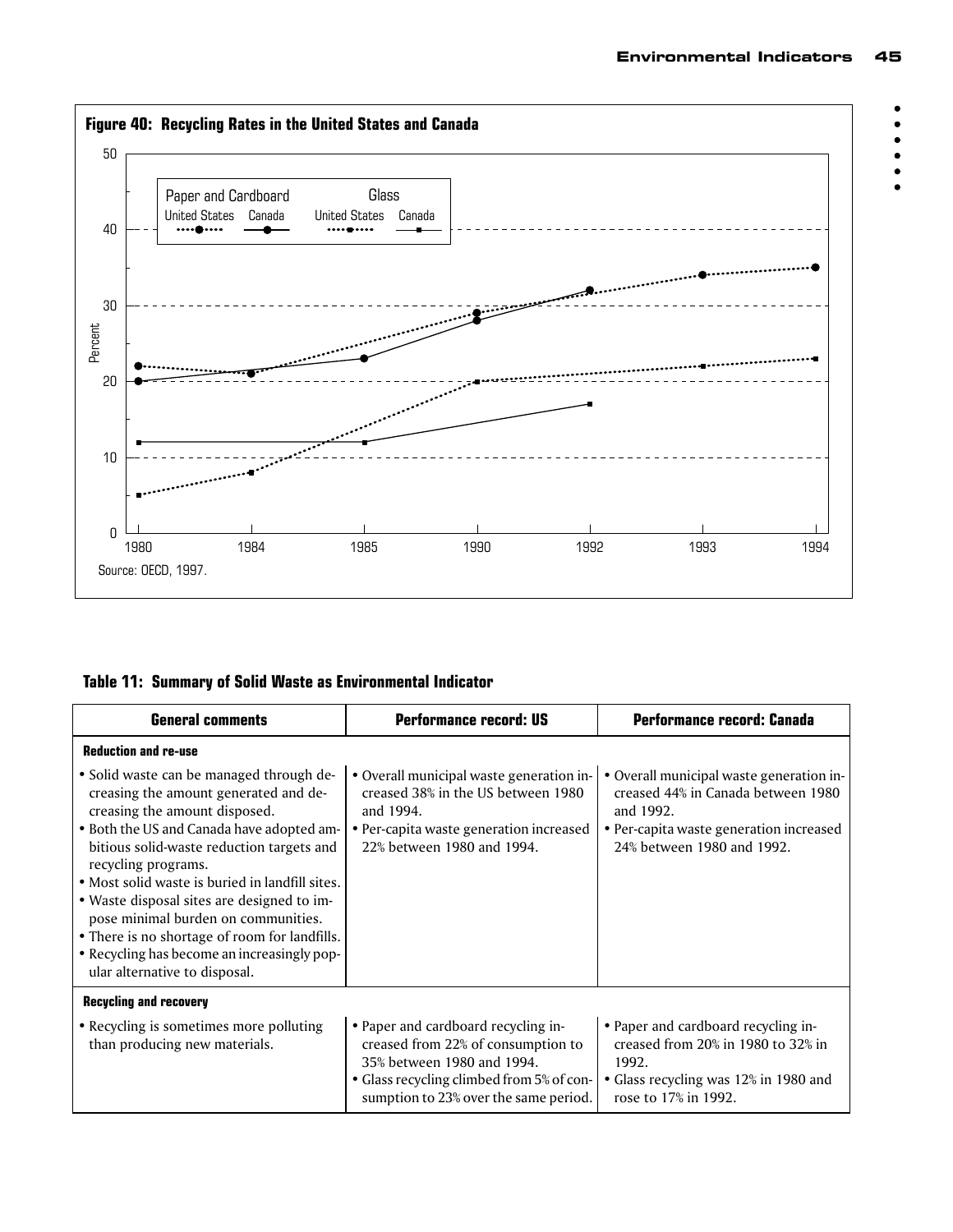**Figure 40: Recycling Rates in the United States and Canada**

Paper and Cardboard: United States, Canada
Glass: United States, Canada

Percent

50
40
30
20
10
0

1980 1984 1985 1990 1992 1993 1994

Source: OECD, 1997.

**Table 11: Summary of Solid Waste as Environmental Indicator**

| General comments | Performance record: US | Performance record: Canada |
|---|---|---|
| **Reduction and re-use** | | |
| • Solid waste can be managed through decreasing the amount generated and decreasing the amount disposed.<br>• Both the US and Canada have adopted ambitious solid-waste reduction targets and recycling programs.<br>• Most solid waste is buried in landfill sites.<br>• Waste disposal sites are designed to impose minimal burden on communities.<br>• There is no shortage of room for landfills.<br>• Recycling has become an increasingly popular alternative to disposal. | • Overall municipal waste generation increased 38% in the US between 1980 and 1994.<br>• Per-capita waste generation increased 22% between 1980 and 1994. | • Overall municipal waste generation increased 44% in Canada between 1980 and 1992.<br>• Per-capita waste generation increased 24% between 1980 and 1992. |
| **Recycling and recovery** | | |
| • Recycling is sometimes more polluting than producing new materials. | • Paper and cardboard recycling increased from 22% of consumption to 35% between 1980 and 1994.<br>• Glass recycling climbed from 5% of consumption to 23% over the same period. | • Paper and cardboard recycling increased from 20% in 1980 to 32% in 1992.<br>• Glass recycling was 12% in 1980 and rose to 17% in 1992. |